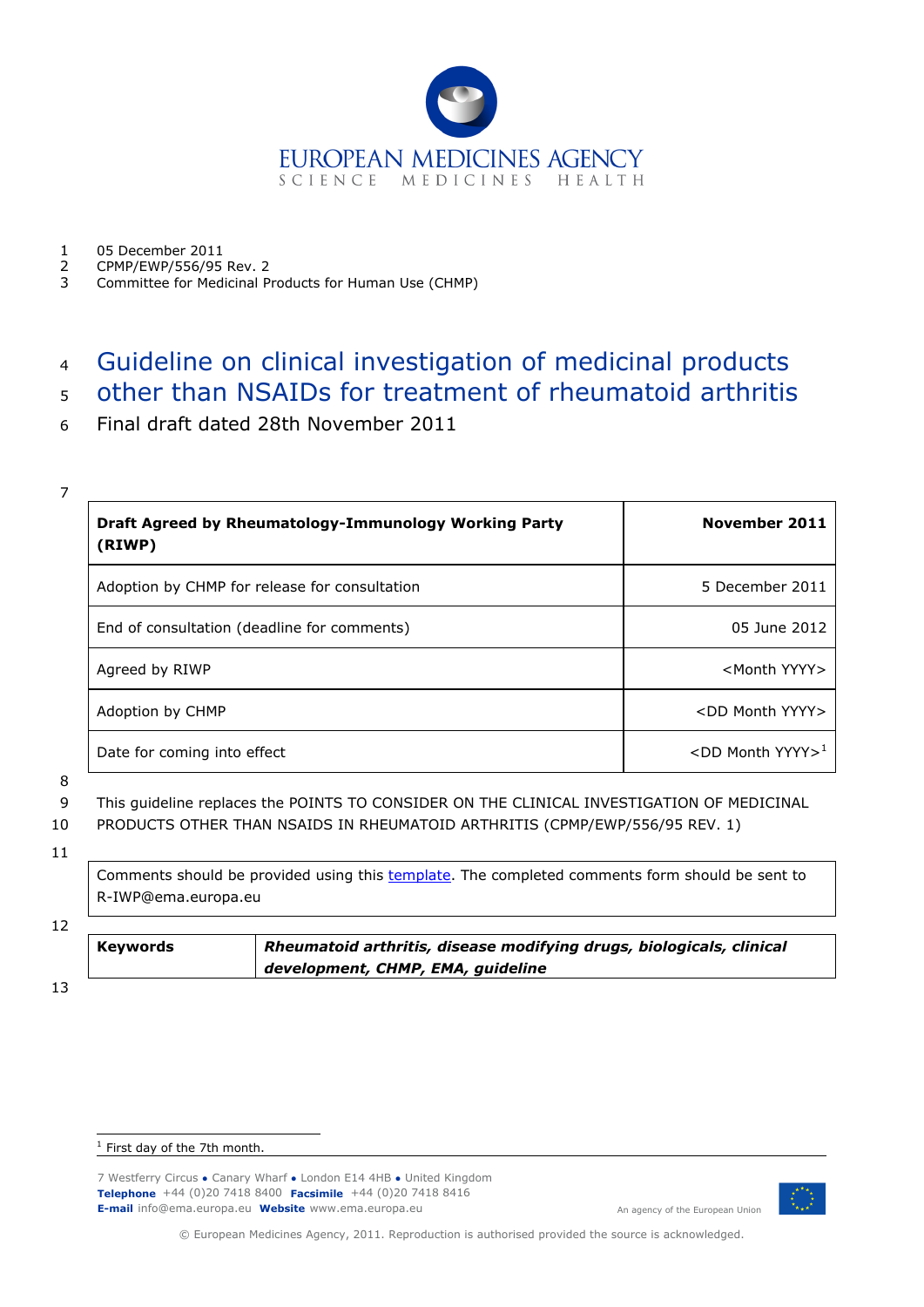EUROPEAN MEDICINES AGENCY
SCIENCE MEDICINES HEALTH

05 December 2011
CPMP/EWP/556/95 Rev. 2
Committee for Medicinal Products for Human Use (CHMP)

# Guideline on clinical investigation of medicinal products other than NSAIDs for treatment of rheumatoid arthritis

Final draft dated 28th November 2011

| **Draft Agreed by Rheumatology-Immunology Working Party (RIWP)** | **November 2011** |
|---|---|
| Adoption by CHMP for release for consultation | 5 December 2011 |
| End of consultation (deadline for comments) | 05 June 2012 |
| Agreed by RIWP | <Month YYYY> |
| Adoption by CHMP | <DD Month YYYY> |
| Date for coming into effect | <DD Month YYYY>[1] |

This guideline replaces the POINTS TO CONSIDER ON THE CLINICAL INVESTIGATION OF MEDICINAL PRODUCTS OTHER THAN NSAIDS IN RHEUMATOID ARTHRITIS (CPMP/EWP/556/95 REV. 1)

Comments should be provided using this template. The completed comments form should be sent to R-IWP@ema.europa.eu

| **Keywords** | ***Rheumatoid arthritis, disease modifying drugs, biologicals, clinical development, CHMP, EMA, guideline*** |
|---|---|

[1] First day of the 7th month.

7 Westferry Circus ● Canary Wharf ● London E14 4HB ● United Kingdom
**Telephone** +44 (0)20 7418 8400 **Facsimile** +44 (0)20 7418 8416
**E-mail** info@ema.europa.eu **Website** www.ema.europa.eu

An agency of the European Union

© European Medicines Agency, 2011. Reproduction is authorised provided the source is acknowledged.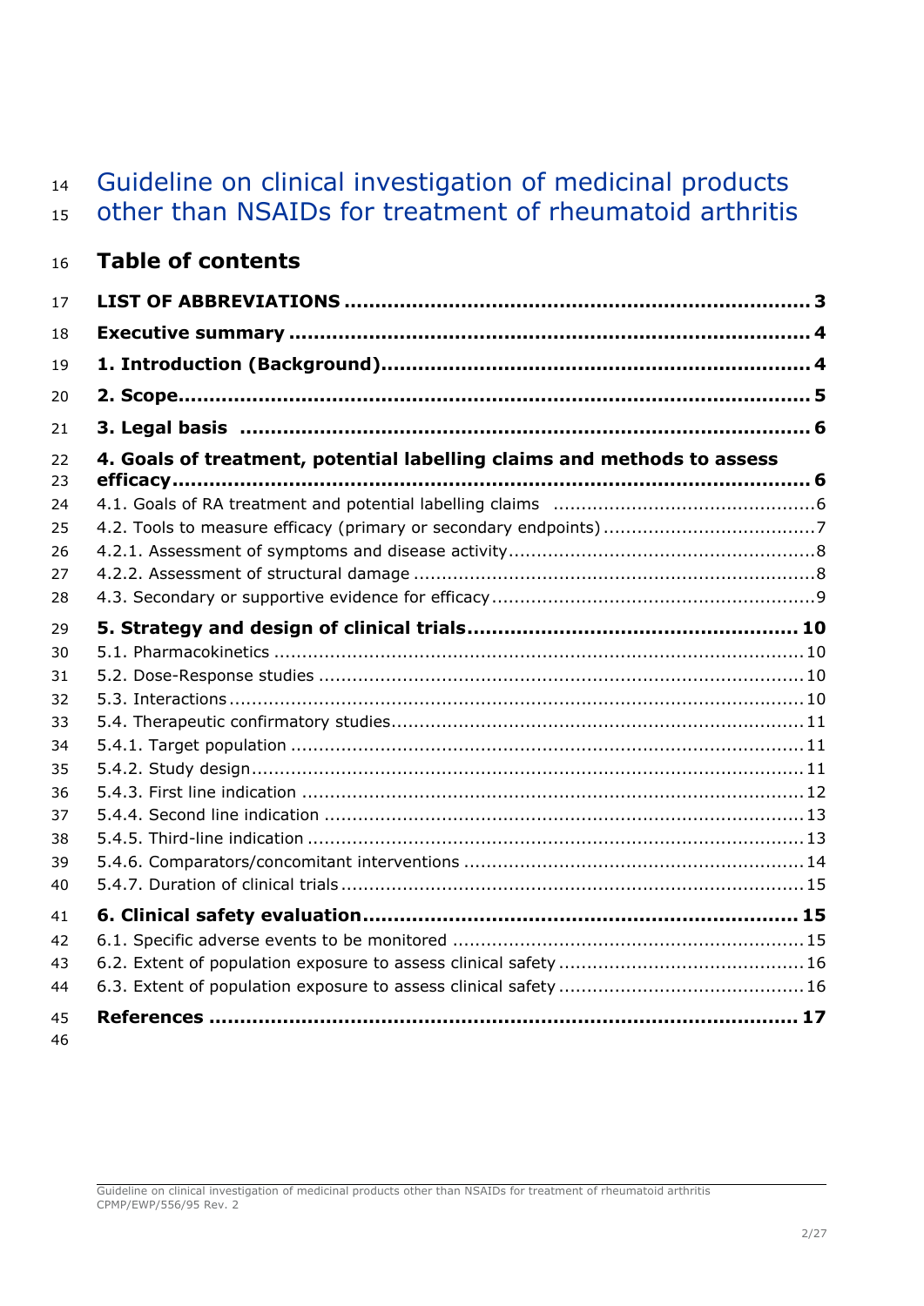# Guideline on clinical investigation of medicinal products other than NSAIDs for treatment of rheumatoid arthritis

## Table of contents

**LIST OF ABBREVIATIONS ........................................................................ 3**

**Executive summary ................................................................................ 4**

**1. Introduction (Background).................................................................. 4**

**2. Scope................................................................................................... 5**

**3. Legal basis .......................................................................................... 6**

**4. Goals of treatment, potential labelling claims and methods to assess efficacy................................................................................................... 6**

4.1. Goals of RA treatment and potential labelling claims ............................................. 6

4.2. Tools to measure efficacy (primary or secondary endpoints) ..................................... 7

4.2.1. Assessment of symptoms and disease activity....................................................... 8

4.2.2. Assessment of structural damage ....................................................................... 8

4.3. Secondary or supportive evidence for efficacy ......................................................... 9

**5. Strategy and design of clinical trials..................................................... 10**

5.1. Pharmacokinetics ............................................................................................. 10

5.2. Dose-Response studies ..................................................................................... 10

5.3. Interactions ..................................................................................................... 10

5.4. Therapeutic confirmatory studies......................................................................... 11

5.4.1. Target population ........................................................................................... 11

5.4.2. Study design.................................................................................................. 11

5.4.3. First line indication ........................................................................................ 12

5.4.4. Second line indication ..................................................................................... 13

5.4.5. Third-line indication ....................................................................................... 13

5.4.6. Comparators/concomitant interventions ............................................................ 14

5.4.7. Duration of clinical trials.................................................................................. 15

**6. Clinical safety evaluation...................................................................... 15**

6.1. Specific adverse events to be monitored .............................................................. 15

6.2. Extent of population exposure to assess clinical safety ........................................... 16

6.3. Extent of population exposure to assess clinical safety ........................................... 16

**References ............................................................................................ 17**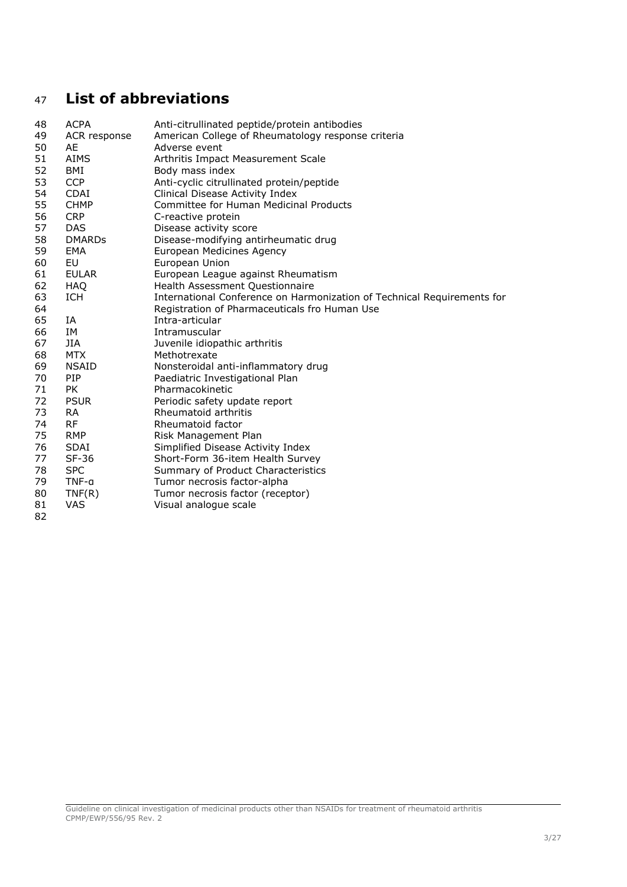# List of abbreviations

| | |
|---|---|
| ACPA | Anti-citrullinated peptide/protein antibodies |
| ACR response | American College of Rheumatology response criteria |
| AE | Adverse event |
| AIMS | Arthritis Impact Measurement Scale |
| BMI | Body mass index |
| CCP | Anti-cyclic citrullinated protein/peptide |
| CDAI | Clinical Disease Activity Index |
| CHMP | Committee for Human Medicinal Products |
| CRP | C-reactive protein |
| DAS | Disease activity score |
| DMARDs | Disease-modifying antirheumatic drug |
| EMA | European Medicines Agency |
| EU | European Union |
| EULAR | European League against Rheumatism |
| HAQ | Health Assessment Questionnaire |
| ICH | International Conference on Harmonization of Technical Requirements for Registration of Pharmaceuticals fro Human Use |
| IA | Intra-articular |
| IM | Intramuscular |
| JIA | Juvenile idiopathic arthritis |
| MTX | Methotrexate |
| NSAID | Nonsteroidal anti-inflammatory drug |
| PIP | Paediatric Investigational Plan |
| PK | Pharmacokinetic |
| PSUR | Periodic safety update report |
| RA | Rheumatoid arthritis |
| RF | Rheumatoid factor |
| RMP | Risk Management Plan |
| SDAI | Simplified Disease Activity Index |
| SF-36 | Short-Form 36-item Health Survey |
| SPC | Summary of Product Characteristics |
| TNF-α | Tumor necrosis factor-alpha |
| TNF(R) | Tumor necrosis factor (receptor) |
| VAS | Visual analogue scale |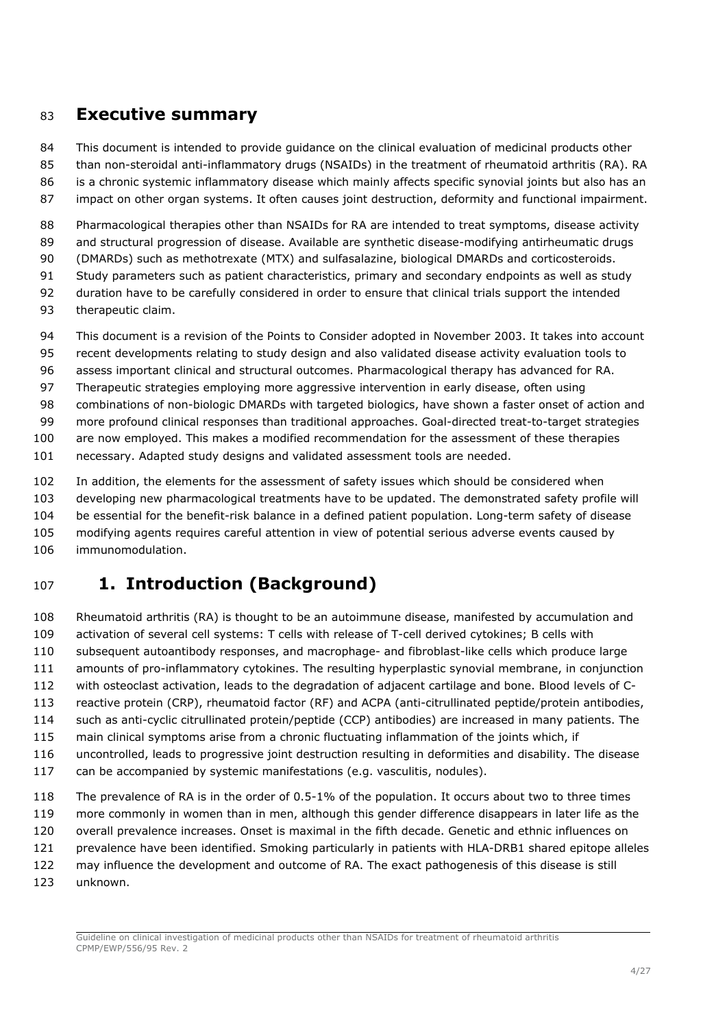# Executive summary

This document is intended to provide guidance on the clinical evaluation of medicinal products other than non-steroidal anti-inflammatory drugs (NSAIDs) in the treatment of rheumatoid arthritis (RA). RA is a chronic systemic inflammatory disease which mainly affects specific synovial joints but also has an impact on other organ systems. It often causes joint destruction, deformity and functional impairment.

Pharmacological therapies other than NSAIDs for RA are intended to treat symptoms, disease activity and structural progression of disease. Available are synthetic disease-modifying antirheumatic drugs (DMARDs) such as methotrexate (MTX) and sulfasalazine, biological DMARDs and corticosteroids. Study parameters such as patient characteristics, primary and secondary endpoints as well as study duration have to be carefully considered in order to ensure that clinical trials support the intended therapeutic claim.

This document is a revision of the Points to Consider adopted in November 2003. It takes into account recent developments relating to study design and also validated disease activity evaluation tools to assess important clinical and structural outcomes. Pharmacological therapy has advanced for RA. Therapeutic strategies employing more aggressive intervention in early disease, often using combinations of non-biologic DMARDs with targeted biologics, have shown a faster onset of action and more profound clinical responses than traditional approaches. Goal-directed treat-to-target strategies are now employed. This makes a modified recommendation for the assessment of these therapies necessary. Adapted study designs and validated assessment tools are needed.

In addition, the elements for the assessment of safety issues which should be considered when developing new pharmacological treatments have to be updated. The demonstrated safety profile will be essential for the benefit-risk balance in a defined patient population. Long-term safety of disease modifying agents requires careful attention in view of potential serious adverse events caused by immunomodulation.

# 1. Introduction (Background)

Rheumatoid arthritis (RA) is thought to be an autoimmune disease, manifested by accumulation and activation of several cell systems: T cells with release of T-cell derived cytokines; B cells with subsequent autoantibody responses, and macrophage- and fibroblast-like cells which produce large amounts of pro-inflammatory cytokines. The resulting hyperplastic synovial membrane, in conjunction with osteoclast activation, leads to the degradation of adjacent cartilage and bone. Blood levels of C-reactive protein (CRP), rheumatoid factor (RF) and ACPA (anti-citrullinated peptide/protein antibodies, such as anti-cyclic citrullinated protein/peptide (CCP) antibodies) are increased in many patients. The main clinical symptoms arise from a chronic fluctuating inflammation of the joints which, if uncontrolled, leads to progressive joint destruction resulting in deformities and disability. The disease can be accompanied by systemic manifestations (e.g. vasculitis, nodules).

The prevalence of RA is in the order of 0.5-1% of the population. It occurs about two to three times more commonly in women than in men, although this gender difference disappears in later life as the overall prevalence increases. Onset is maximal in the fifth decade. Genetic and ethnic influences on prevalence have been identified. Smoking particularly in patients with HLA-DRB1 shared epitope alleles may influence the development and outcome of RA. The exact pathogenesis of this disease is still unknown.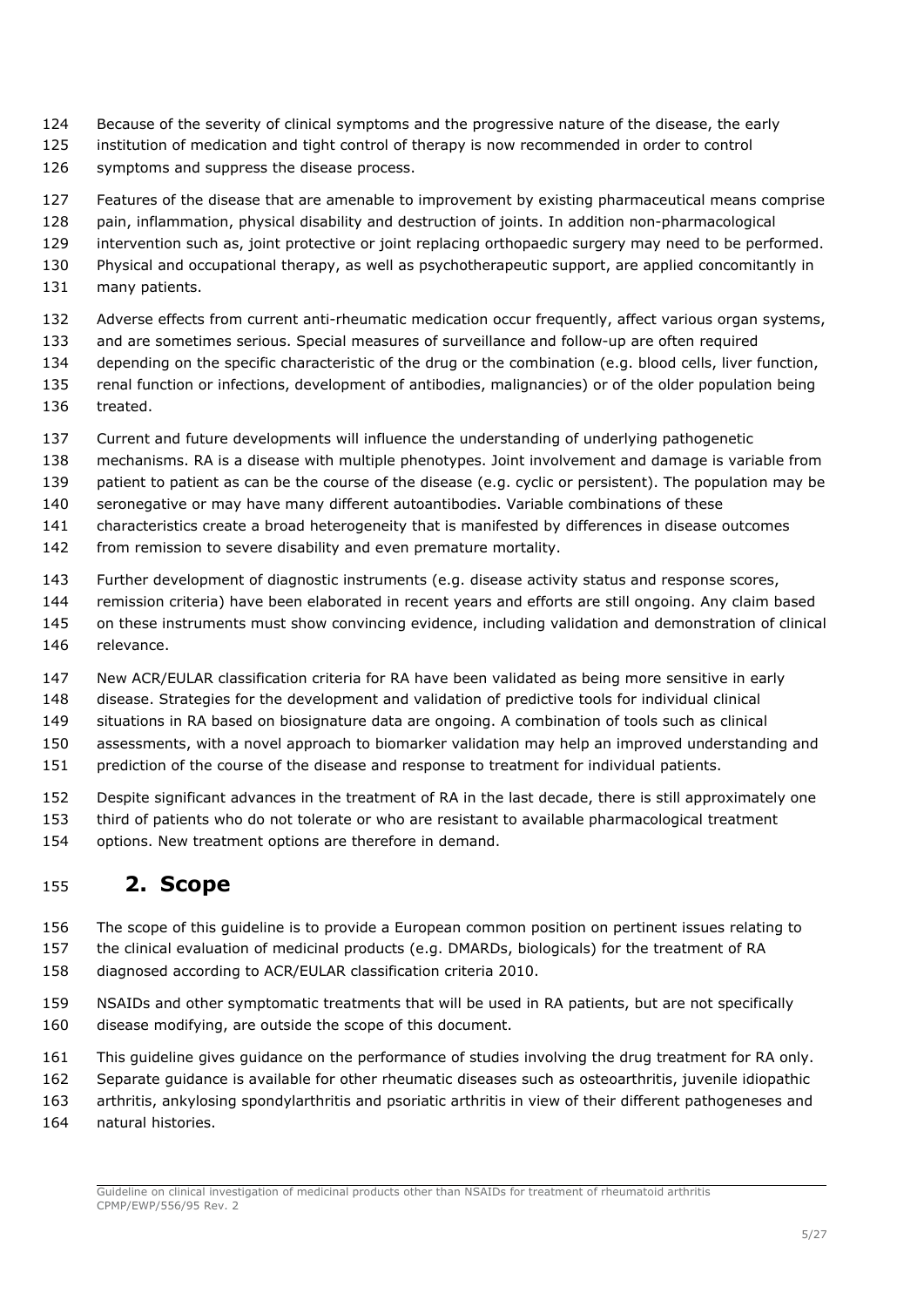Because of the severity of clinical symptoms and the progressive nature of the disease, the early institution of medication and tight control of therapy is now recommended in order to control symptoms and suppress the disease process.

Features of the disease that are amenable to improvement by existing pharmaceutical means comprise pain, inflammation, physical disability and destruction of joints. In addition non-pharmacological intervention such as, joint protective or joint replacing orthopaedic surgery may need to be performed. Physical and occupational therapy, as well as psychotherapeutic support, are applied concomitantly in many patients.

Adverse effects from current anti-rheumatic medication occur frequently, affect various organ systems, and are sometimes serious. Special measures of surveillance and follow-up are often required depending on the specific characteristic of the drug or the combination (e.g. blood cells, liver function, renal function or infections, development of antibodies, malignancies) or of the older population being treated.

Current and future developments will influence the understanding of underlying pathogenetic mechanisms. RA is a disease with multiple phenotypes. Joint involvement and damage is variable from patient to patient as can be the course of the disease (e.g. cyclic or persistent). The population may be seronegative or may have many different autoantibodies. Variable combinations of these characteristics create a broad heterogeneity that is manifested by differences in disease outcomes from remission to severe disability and even premature mortality.

Further development of diagnostic instruments (e.g. disease activity status and response scores, remission criteria) have been elaborated in recent years and efforts are still ongoing. Any claim based on these instruments must show convincing evidence, including validation and demonstration of clinical relevance.

New ACR/EULAR classification criteria for RA have been validated as being more sensitive in early disease. Strategies for the development and validation of predictive tools for individual clinical situations in RA based on biosignature data are ongoing. A combination of tools such as clinical assessments, with a novel approach to biomarker validation may help an improved understanding and prediction of the course of the disease and response to treatment for individual patients.

Despite significant advances in the treatment of RA in the last decade, there is still approximately one third of patients who do not tolerate or who are resistant to available pharmacological treatment options. New treatment options are therefore in demand.

# 2. Scope

The scope of this guideline is to provide a European common position on pertinent issues relating to the clinical evaluation of medicinal products (e.g. DMARDs, biologicals) for the treatment of RA diagnosed according to ACR/EULAR classification criteria 2010.

NSAIDs and other symptomatic treatments that will be used in RA patients, but are not specifically disease modifying, are outside the scope of this document.

This guideline gives guidance on the performance of studies involving the drug treatment for RA only. Separate guidance is available for other rheumatic diseases such as osteoarthritis, juvenile idiopathic arthritis, ankylosing spondylarthritis and psoriatic arthritis in view of their different pathogeneses and natural histories.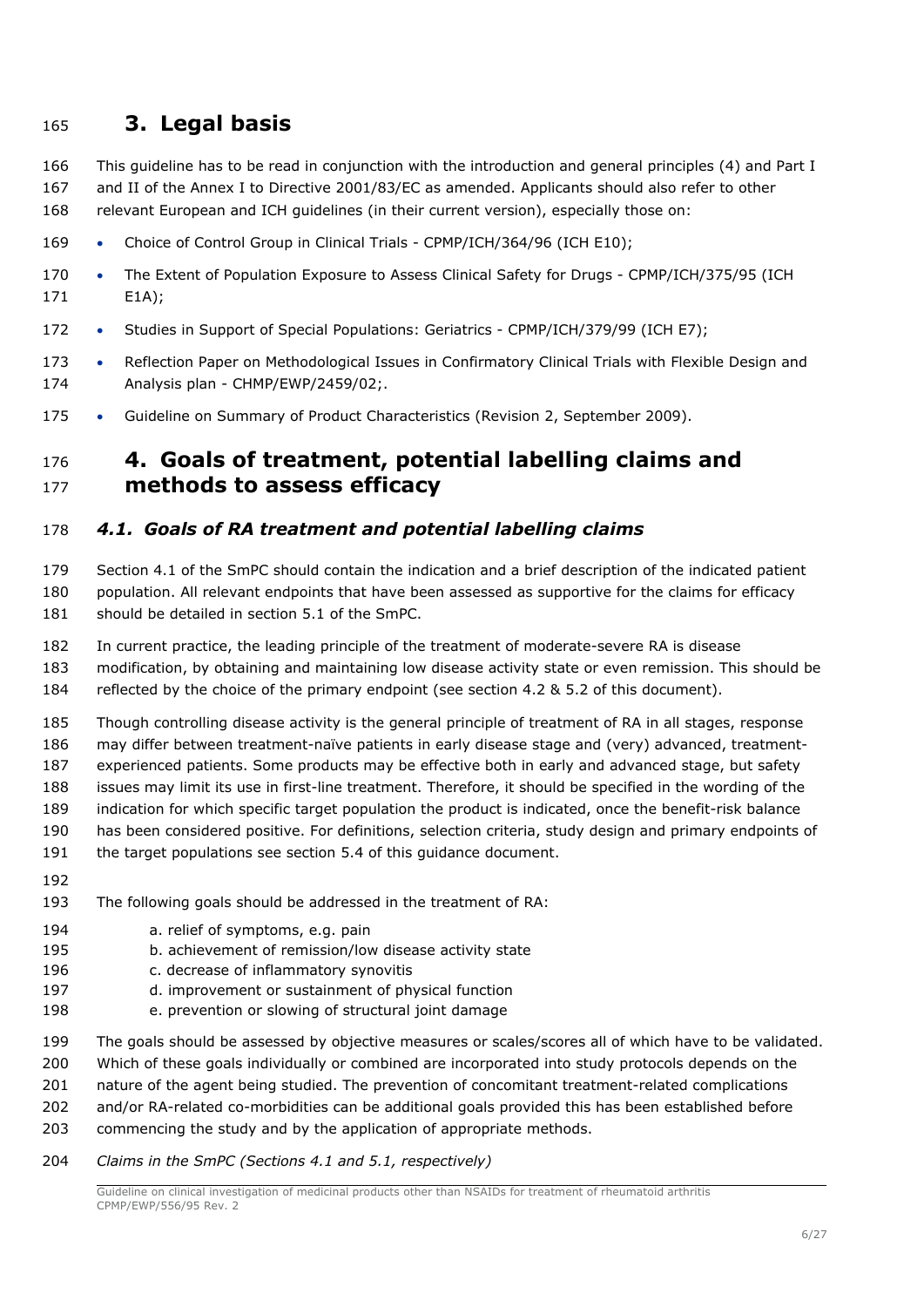# 3. Legal basis

This guideline has to be read in conjunction with the introduction and general principles (4) and Part I and II of the Annex I to Directive 2001/83/EC as amended. Applicants should also refer to other relevant European and ICH guidelines (in their current version), especially those on:

- Choice of Control Group in Clinical Trials - CPMP/ICH/364/96 (ICH E10);
- The Extent of Population Exposure to Assess Clinical Safety for Drugs - CPMP/ICH/375/95 (ICH E1A);
- Studies in Support of Special Populations: Geriatrics - CPMP/ICH/379/99 (ICH E7);
- Reflection Paper on Methodological Issues in Confirmatory Clinical Trials with Flexible Design and Analysis plan - CHMP/EWP/2459/02;.
- Guideline on Summary of Product Characteristics (Revision 2, September 2009).

# 4. Goals of treatment, potential labelling claims and methods to assess efficacy

## *4.1. Goals of RA treatment and potential labelling claims*

Section 4.1 of the SmPC should contain the indication and a brief description of the indicated patient population. All relevant endpoints that have been assessed as supportive for the claims for efficacy should be detailed in section 5.1 of the SmPC.

In current practice, the leading principle of the treatment of moderate-severe RA is disease modification, by obtaining and maintaining low disease activity state or even remission. This should be reflected by the choice of the primary endpoint (see section 4.2 & 5.2 of this document).

Though controlling disease activity is the general principle of treatment of RA in all stages, response may differ between treatment-naïve patients in early disease stage and (very) advanced, treatment-experienced patients. Some products may be effective both in early and advanced stage, but safety issues may limit its use in first-line treatment. Therefore, it should be specified in the wording of the indication for which specific target population the product is indicated, once the benefit-risk balance has been considered positive. For definitions, selection criteria, study design and primary endpoints of the target populations see section 5.4 of this guidance document.

The following goals should be addressed in the treatment of RA:

a. relief of symptoms, e.g. pain
b. achievement of remission/low disease activity state
c. decrease of inflammatory synovitis
d. improvement or sustainment of physical function
e. prevention or slowing of structural joint damage

The goals should be assessed by objective measures or scales/scores all of which have to be validated. Which of these goals individually or combined are incorporated into study protocols depends on the nature of the agent being studied. The prevention of concomitant treatment-related complications and/or RA-related co-morbidities can be additional goals provided this has been established before commencing the study and by the application of appropriate methods.

*Claims in the SmPC (Sections 4.1 and 5.1, respectively)*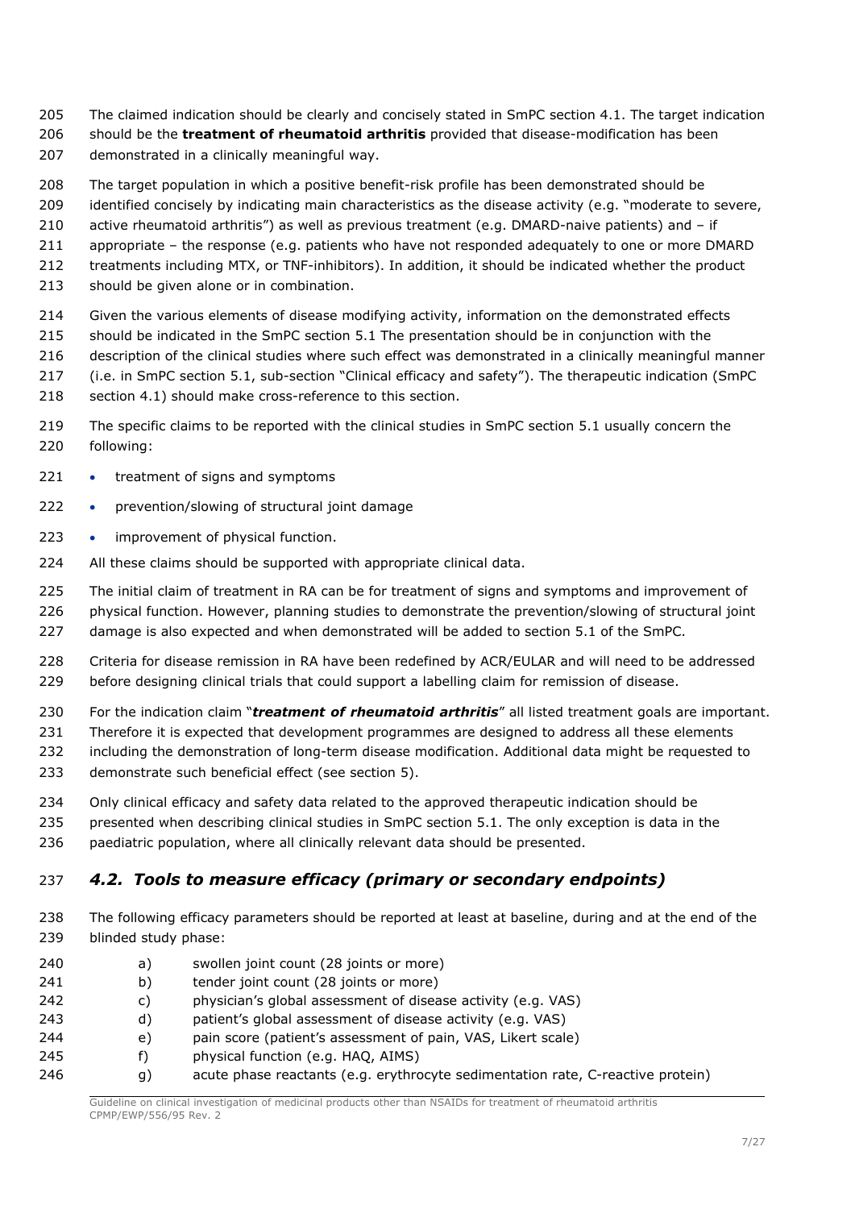The claimed indication should be clearly and concisely stated in SmPC section 4.1. The target indication should be the **treatment of rheumatoid arthritis** provided that disease-modification has been demonstrated in a clinically meaningful way.

The target population in which a positive benefit-risk profile has been demonstrated should be identified concisely by indicating main characteristics as the disease activity (e.g. "moderate to severe, active rheumatoid arthritis") as well as previous treatment (e.g. DMARD-naive patients) and – if appropriate – the response (e.g. patients who have not responded adequately to one or more DMARD treatments including MTX, or TNF-inhibitors). In addition, it should be indicated whether the product should be given alone or in combination.

Given the various elements of disease modifying activity, information on the demonstrated effects should be indicated in the SmPC section 5.1 The presentation should be in conjunction with the description of the clinical studies where such effect was demonstrated in a clinically meaningful manner (i.e. in SmPC section 5.1, sub-section "Clinical efficacy and safety"). The therapeutic indication (SmPC section 4.1) should make cross-reference to this section.

The specific claims to be reported with the clinical studies in SmPC section 5.1 usually concern the following:

- treatment of signs and symptoms
- prevention/slowing of structural joint damage
- improvement of physical function.

All these claims should be supported with appropriate clinical data.

The initial claim of treatment in RA can be for treatment of signs and symptoms and improvement of physical function. However, planning studies to demonstrate the prevention/slowing of structural joint damage is also expected and when demonstrated will be added to section 5.1 of the SmPC.

Criteria for disease remission in RA have been redefined by ACR/EULAR and will need to be addressed before designing clinical trials that could support a labelling claim for remission of disease.

For the indication claim "***treatment of rheumatoid arthritis***" all listed treatment goals are important. Therefore it is expected that development programmes are designed to address all these elements including the demonstration of long-term disease modification. Additional data might be requested to demonstrate such beneficial effect (see section 5).

Only clinical efficacy and safety data related to the approved therapeutic indication should be presented when describing clinical studies in SmPC section 5.1. The only exception is data in the paediatric population, where all clinically relevant data should be presented.

### *4.2. Tools to measure efficacy (primary or secondary endpoints)*

The following efficacy parameters should be reported at least at baseline, during and at the end of the blinded study phase:

a) swollen joint count (28 joints or more)
b) tender joint count (28 joints or more)
c) physician's global assessment of disease activity (e.g. VAS)
d) patient's global assessment of disease activity (e.g. VAS)
e) pain score (patient's assessment of pain, VAS, Likert scale)
f) physical function (e.g. HAQ, AIMS)
g) acute phase reactants (e.g. erythrocyte sedimentation rate, C-reactive protein)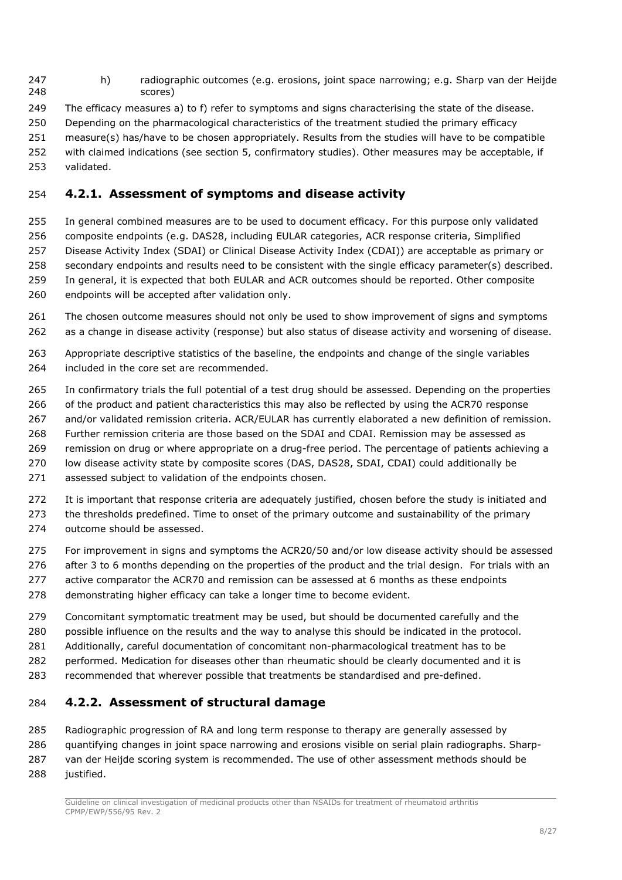h) radiographic outcomes (e.g. erosions, joint space narrowing; e.g. Sharp van der Heijde scores)

The efficacy measures a) to f) refer to symptoms and signs characterising the state of the disease. Depending on the pharmacological characteristics of the treatment studied the primary efficacy measure(s) has/have to be chosen appropriately. Results from the studies will have to be compatible with claimed indications (see section 5, confirmatory studies). Other measures may be acceptable, if validated.

### 4.2.1. Assessment of symptoms and disease activity

In general combined measures are to be used to document efficacy. For this purpose only validated composite endpoints (e.g. DAS28, including EULAR categories, ACR response criteria, Simplified Disease Activity Index (SDAI) or Clinical Disease Activity Index (CDAI)) are acceptable as primary or secondary endpoints and results need to be consistent with the single efficacy parameter(s) described. In general, it is expected that both EULAR and ACR outcomes should be reported. Other composite endpoints will be accepted after validation only.

The chosen outcome measures should not only be used to show improvement of signs and symptoms as a change in disease activity (response) but also status of disease activity and worsening of disease.

Appropriate descriptive statistics of the baseline, the endpoints and change of the single variables included in the core set are recommended.

In confirmatory trials the full potential of a test drug should be assessed. Depending on the properties of the product and patient characteristics this may also be reflected by using the ACR70 response and/or validated remission criteria. ACR/EULAR has currently elaborated a new definition of remission. Further remission criteria are those based on the SDAI and CDAI. Remission may be assessed as remission on drug or where appropriate on a drug-free period. The percentage of patients achieving a low disease activity state by composite scores (DAS, DAS28, SDAI, CDAI) could additionally be assessed subject to validation of the endpoints chosen.

It is important that response criteria are adequately justified, chosen before the study is initiated and the thresholds predefined. Time to onset of the primary outcome and sustainability of the primary outcome should be assessed.

For improvement in signs and symptoms the ACR20/50 and/or low disease activity should be assessed after 3 to 6 months depending on the properties of the product and the trial design. For trials with an active comparator the ACR70 and remission can be assessed at 6 months as these endpoints demonstrating higher efficacy can take a longer time to become evident.

Concomitant symptomatic treatment may be used, but should be documented carefully and the possible influence on the results and the way to analyse this should be indicated in the protocol. Additionally, careful documentation of concomitant non-pharmacological treatment has to be performed. Medication for diseases other than rheumatic should be clearly documented and it is recommended that wherever possible that treatments be standardised and pre-defined.

### 4.2.2. Assessment of structural damage

Radiographic progression of RA and long term response to therapy are generally assessed by quantifying changes in joint space narrowing and erosions visible on serial plain radiographs. Sharp-van der Heijde scoring system is recommended. The use of other assessment methods should be justified.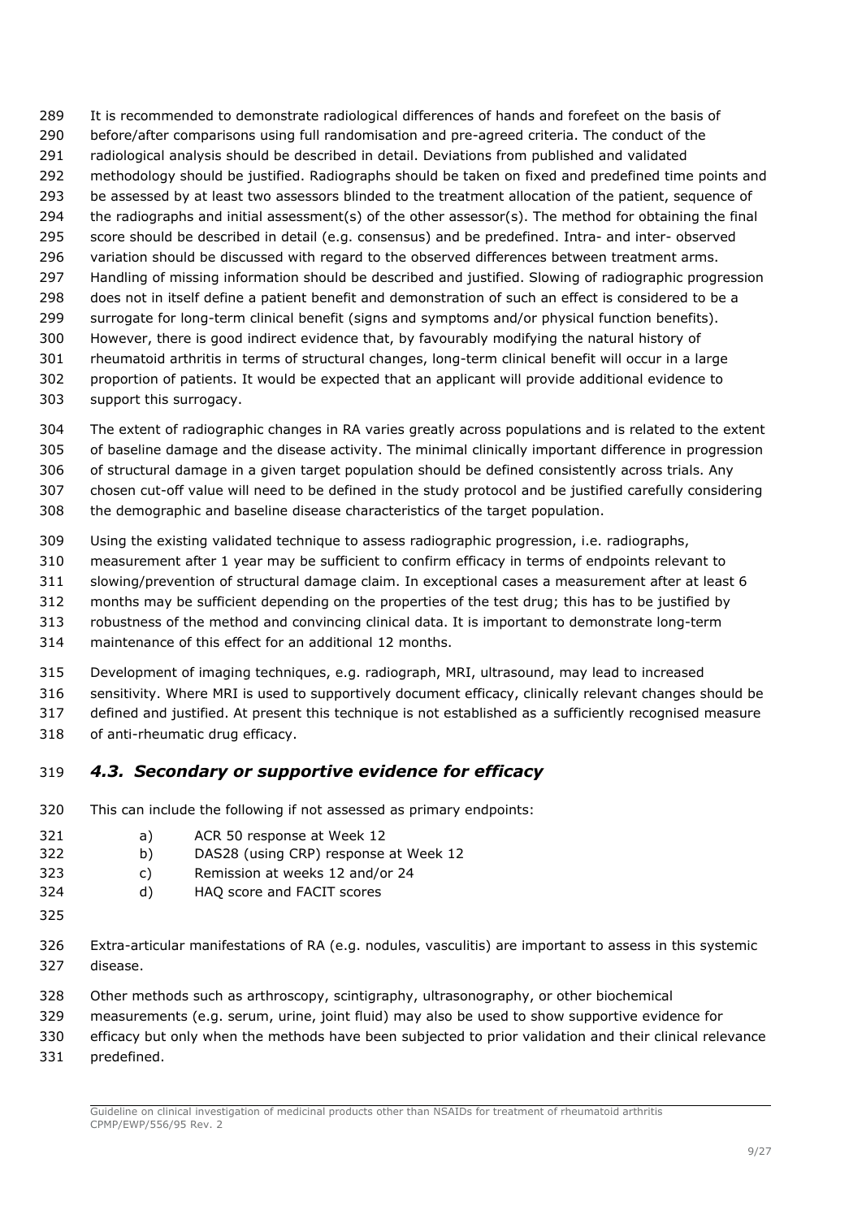It is recommended to demonstrate radiological differences of hands and forefeet on the basis of before/after comparisons using full randomisation and pre-agreed criteria. The conduct of the radiological analysis should be described in detail. Deviations from published and validated methodology should be justified. Radiographs should be taken on fixed and predefined time points and be assessed by at least two assessors blinded to the treatment allocation of the patient, sequence of the radiographs and initial assessment(s) of the other assessor(s). The method for obtaining the final score should be described in detail (e.g. consensus) and be predefined. Intra- and inter- observed variation should be discussed with regard to the observed differences between treatment arms. Handling of missing information should be described and justified. Slowing of radiographic progression does not in itself define a patient benefit and demonstration of such an effect is considered to be a surrogate for long-term clinical benefit (signs and symptoms and/or physical function benefits). However, there is good indirect evidence that, by favourably modifying the natural history of rheumatoid arthritis in terms of structural changes, long-term clinical benefit will occur in a large proportion of patients. It would be expected that an applicant will provide additional evidence to support this surrogacy.

The extent of radiographic changes in RA varies greatly across populations and is related to the extent of baseline damage and the disease activity. The minimal clinically important difference in progression of structural damage in a given target population should be defined consistently across trials. Any chosen cut-off value will need to be defined in the study protocol and be justified carefully considering the demographic and baseline disease characteristics of the target population.

Using the existing validated technique to assess radiographic progression, i.e. radiographs, measurement after 1 year may be sufficient to confirm efficacy in terms of endpoints relevant to slowing/prevention of structural damage claim. In exceptional cases a measurement after at least 6 months may be sufficient depending on the properties of the test drug; this has to be justified by robustness of the method and convincing clinical data. It is important to demonstrate long-term maintenance of this effect for an additional 12 months.

Development of imaging techniques, e.g. radiograph, MRI, ultrasound, may lead to increased sensitivity. Where MRI is used to supportively document efficacy, clinically relevant changes should be defined and justified. At present this technique is not established as a sufficiently recognised measure of anti-rheumatic drug efficacy.

## *4.3. Secondary or supportive evidence for efficacy*

This can include the following if not assessed as primary endpoints:

a) ACR 50 response at Week 12
b) DAS28 (using CRP) response at Week 12
c) Remission at weeks 12 and/or 24
d) HAQ score and FACIT scores

Extra-articular manifestations of RA (e.g. nodules, vasculitis) are important to assess in this systemic disease.

Other methods such as arthroscopy, scintigraphy, ultrasonography, or other biochemical measurements (e.g. serum, urine, joint fluid) may also be used to show supportive evidence for efficacy but only when the methods have been subjected to prior validation and their clinical relevance predefined.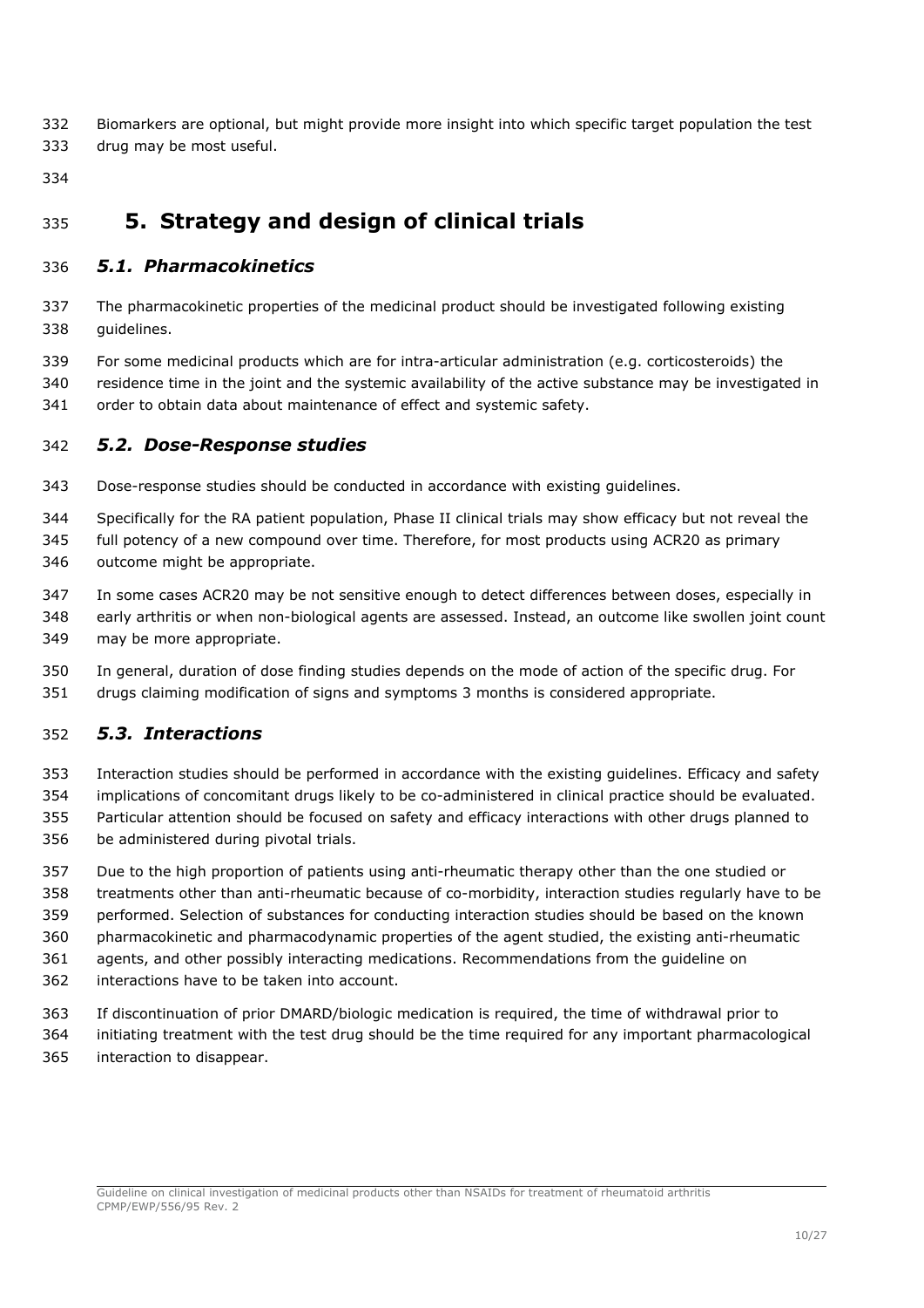Biomarkers are optional, but might provide more insight into which specific target population the test drug may be most useful.

# 5. Strategy and design of clinical trials

## *5.1. Pharmacokinetics*

The pharmacokinetic properties of the medicinal product should be investigated following existing guidelines.

For some medicinal products which are for intra-articular administration (e.g. corticosteroids) the residence time in the joint and the systemic availability of the active substance may be investigated in order to obtain data about maintenance of effect and systemic safety.

## *5.2. Dose-Response studies*

Dose-response studies should be conducted in accordance with existing guidelines.

Specifically for the RA patient population, Phase II clinical trials may show efficacy but not reveal the full potency of a new compound over time. Therefore, for most products using ACR20 as primary outcome might be appropriate.

In some cases ACR20 may be not sensitive enough to detect differences between doses, especially in early arthritis or when non-biological agents are assessed. Instead, an outcome like swollen joint count may be more appropriate.

In general, duration of dose finding studies depends on the mode of action of the specific drug. For drugs claiming modification of signs and symptoms 3 months is considered appropriate.

## *5.3. Interactions*

Interaction studies should be performed in accordance with the existing guidelines. Efficacy and safety implications of concomitant drugs likely to be co-administered in clinical practice should be evaluated. Particular attention should be focused on safety and efficacy interactions with other drugs planned to be administered during pivotal trials.

Due to the high proportion of patients using anti-rheumatic therapy other than the one studied or treatments other than anti-rheumatic because of co-morbidity, interaction studies regularly have to be performed. Selection of substances for conducting interaction studies should be based on the known pharmacokinetic and pharmacodynamic properties of the agent studied, the existing anti-rheumatic agents, and other possibly interacting medications. Recommendations from the guideline on interactions have to be taken into account.

If discontinuation of prior DMARD/biologic medication is required, the time of withdrawal prior to initiating treatment with the test drug should be the time required for any important pharmacological interaction to disappear.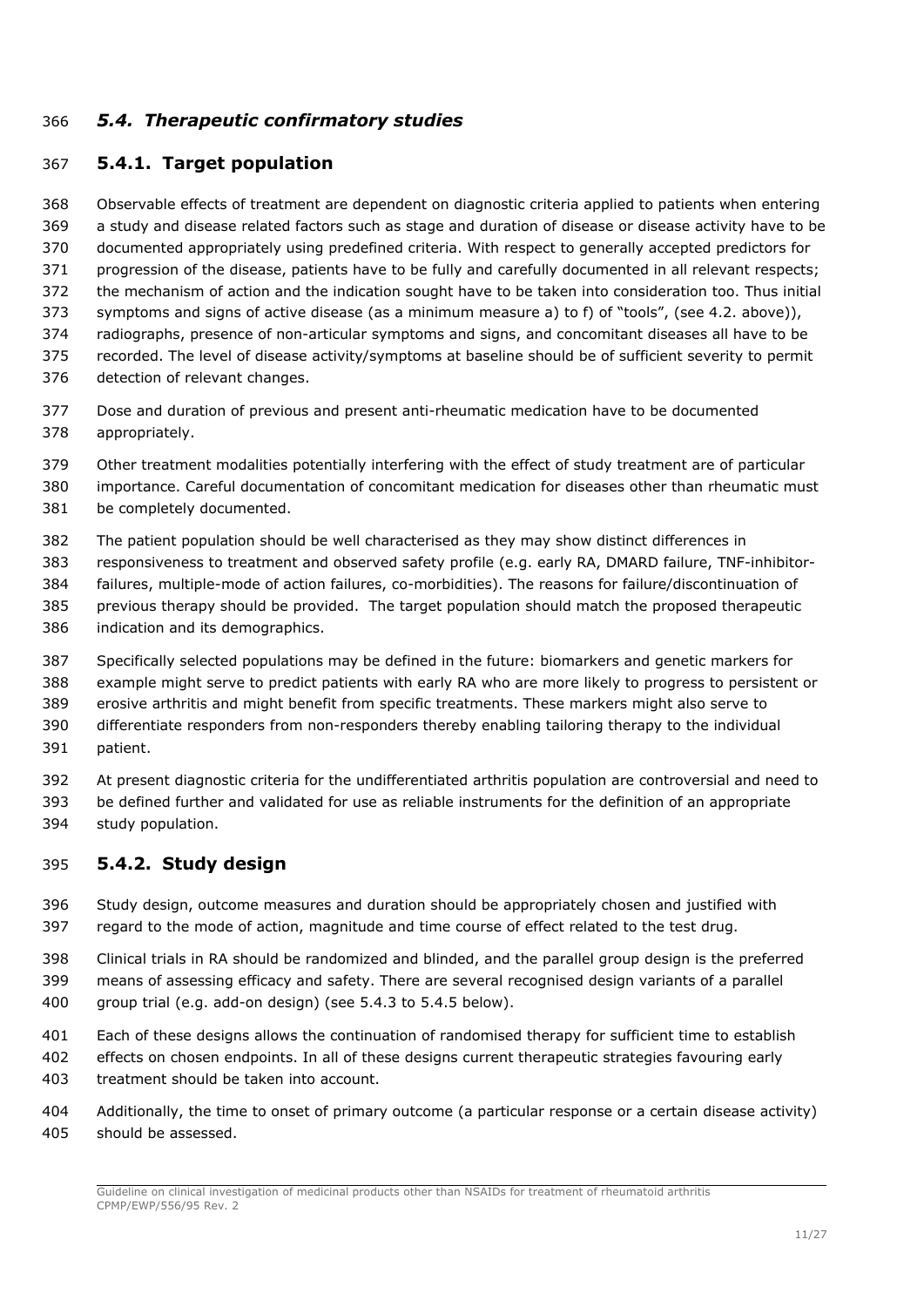## *5.4. Therapeutic confirmatory studies*

### 5.4.1. Target population

Observable effects of treatment are dependent on diagnostic criteria applied to patients when entering a study and disease related factors such as stage and duration of disease or disease activity have to be documented appropriately using predefined criteria. With respect to generally accepted predictors for progression of the disease, patients have to be fully and carefully documented in all relevant respects; the mechanism of action and the indication sought have to be taken into consideration too. Thus initial symptoms and signs of active disease (as a minimum measure a) to f) of "tools", (see 4.2. above)), radiographs, presence of non-articular symptoms and signs, and concomitant diseases all have to be recorded. The level of disease activity/symptoms at baseline should be of sufficient severity to permit detection of relevant changes.

Dose and duration of previous and present anti-rheumatic medication have to be documented appropriately.

Other treatment modalities potentially interfering with the effect of study treatment are of particular importance. Careful documentation of concomitant medication for diseases other than rheumatic must be completely documented.

The patient population should be well characterised as they may show distinct differences in responsiveness to treatment and observed safety profile (e.g. early RA, DMARD failure, TNF-inhibitor-failures, multiple-mode of action failures, co-morbidities). The reasons for failure/discontinuation of previous therapy should be provided. The target population should match the proposed therapeutic indication and its demographics.

Specifically selected populations may be defined in the future: biomarkers and genetic markers for example might serve to predict patients with early RA who are more likely to progress to persistent or erosive arthritis and might benefit from specific treatments. These markers might also serve to differentiate responders from non-responders thereby enabling tailoring therapy to the individual patient.

At present diagnostic criteria for the undifferentiated arthritis population are controversial and need to be defined further and validated for use as reliable instruments for the definition of an appropriate study population.

### 5.4.2. Study design

Study design, outcome measures and duration should be appropriately chosen and justified with regard to the mode of action, magnitude and time course of effect related to the test drug.

Clinical trials in RA should be randomized and blinded, and the parallel group design is the preferred means of assessing efficacy and safety. There are several recognised design variants of a parallel group trial (e.g. add-on design) (see 5.4.3 to 5.4.5 below).

Each of these designs allows the continuation of randomised therapy for sufficient time to establish effects on chosen endpoints. In all of these designs current therapeutic strategies favouring early treatment should be taken into account.

Additionally, the time to onset of primary outcome (a particular response or a certain disease activity) should be assessed.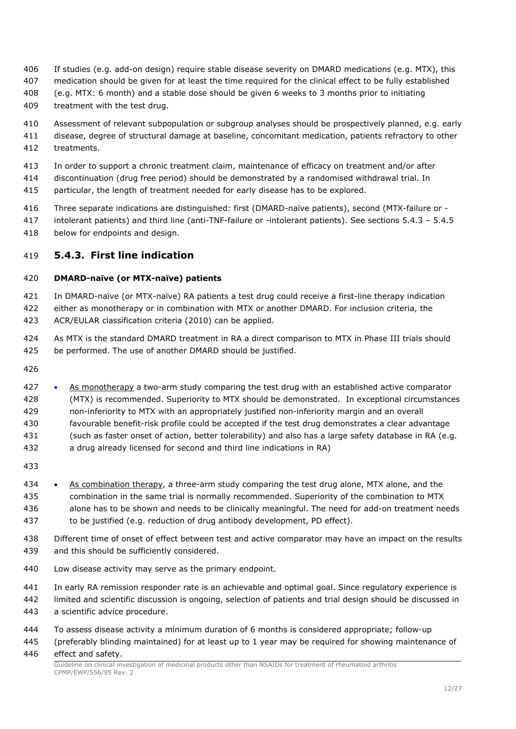If studies (e.g. add-on design) require stable disease severity on DMARD medications (e.g. MTX), this medication should be given for at least the time required for the clinical effect to be fully established (e.g. MTX: 6 month) and a stable dose should be given 6 weeks to 3 months prior to initiating treatment with the test drug.

Assessment of relevant subpopulation or subgroup analyses should be prospectively planned, e.g. early disease, degree of structural damage at baseline, concomitant medication, patients refractory to other treatments.

In order to support a chronic treatment claim, maintenance of efficacy on treatment and/or after discontinuation (drug free period) should be demonstrated by a randomised withdrawal trial. In particular, the length of treatment needed for early disease has to be explored.

Three separate indications are distinguished: first (DMARD-naïve patients), second (MTX-failure or -intolerant patients) and third line (anti-TNF-failure or -intolerant patients). See sections 5.4.3 – 5.4.5 below for endpoints and design.

### 5.4.3. First line indication

**DMARD-naïve (or MTX-naïve) patients**

In DMARD-naïve (or MTX-naïve) RA patients a test drug could receive a first-line therapy indication either as monotherapy or in combination with MTX or another DMARD. For inclusion criteria, the ACR/EULAR classification criteria (2010) can be applied.

As MTX is the standard DMARD treatment in RA a direct comparison to MTX in Phase III trials should be performed. The use of another DMARD should be justified.

- As monotherapy a two-arm study comparing the test drug with an established active comparator (MTX) is recommended. Superiority to MTX should be demonstrated. In exceptional circumstances non-inferiority to MTX with an appropriately justified non-inferiority margin and an overall favourable benefit-risk profile could be accepted if the test drug demonstrates a clear advantage (such as faster onset of action, better tolerability) and also has a large safety database in RA (e.g. a drug already licensed for second and third line indications in RA)

- As combination therapy, a three-arm study comparing the test drug alone, MTX alone, and the combination in the same trial is normally recommended. Superiority of the combination to MTX alone has to be shown and needs to be clinically meaningful. The need for add-on treatment needs to be justified (e.g. reduction of drug antibody development, PD effect).

Different time of onset of effect between test and active comparator may have an impact on the results and this should be sufficiently considered.

Low disease activity may serve as the primary endpoint.

In early RA remission responder rate is an achievable and optimal goal. Since regulatory experience is limited and scientific discussion is ongoing, selection of patients and trial design should be discussed in a scientific advice procedure.

To assess disease activity a minimum duration of 6 months is considered appropriate; follow-up (preferably blinding maintained) for at least up to 1 year may be required for showing maintenance of effect and safety.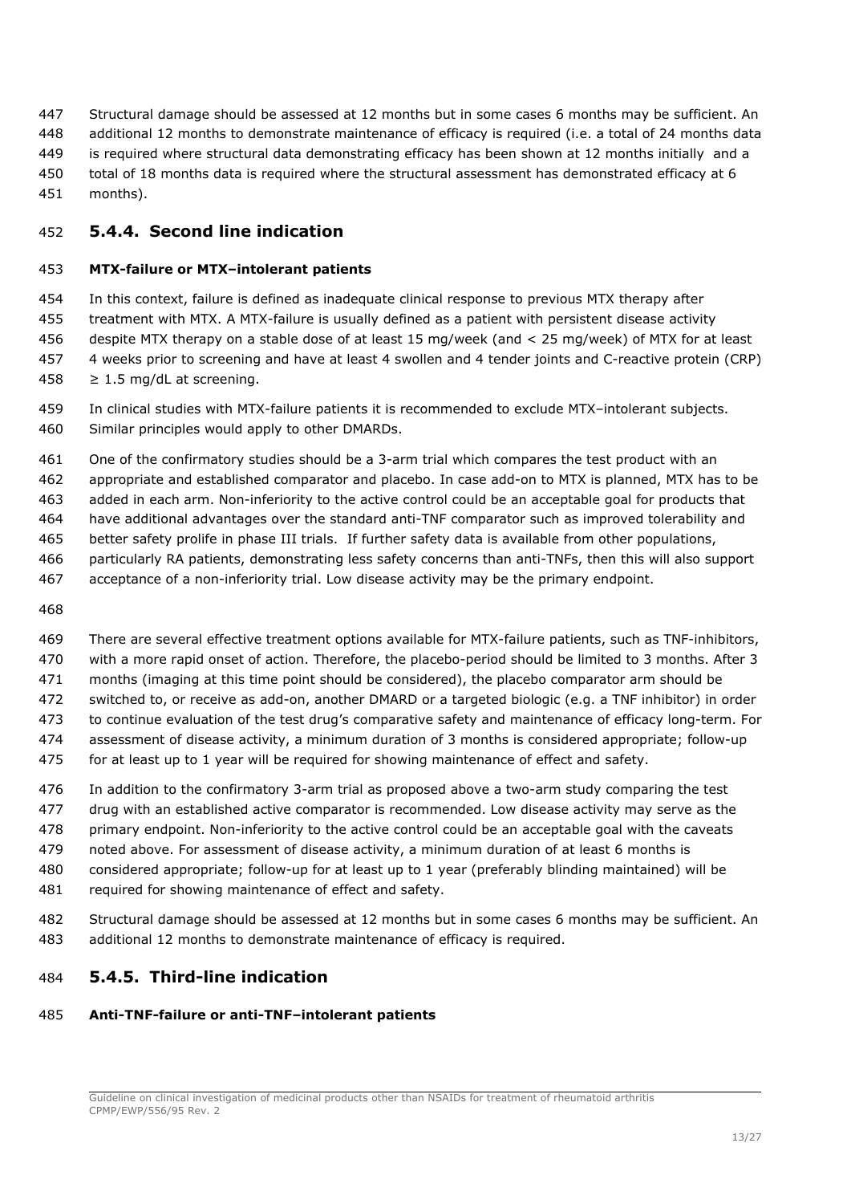Structural damage should be assessed at 12 months but in some cases 6 months may be sufficient. An additional 12 months to demonstrate maintenance of efficacy is required (i.e. a total of 24 months data is required where structural data demonstrating efficacy has been shown at 12 months initially and a total of 18 months data is required where the structural assessment has demonstrated efficacy at 6 months).

### 5.4.4. Second line indication

**MTX-failure or MTX–intolerant patients**

In this context, failure is defined as inadequate clinical response to previous MTX therapy after treatment with MTX. A MTX-failure is usually defined as a patient with persistent disease activity despite MTX therapy on a stable dose of at least 15 mg/week (and < 25 mg/week) of MTX for at least 4 weeks prior to screening and have at least 4 swollen and 4 tender joints and C-reactive protein (CRP) ≥ 1.5 mg/dL at screening.

In clinical studies with MTX-failure patients it is recommended to exclude MTX–intolerant subjects. Similar principles would apply to other DMARDs.

One of the confirmatory studies should be a 3-arm trial which compares the test product with an appropriate and established comparator and placebo. In case add-on to MTX is planned, MTX has to be added in each arm. Non-inferiority to the active control could be an acceptable goal for products that have additional advantages over the standard anti-TNF comparator such as improved tolerability and better safety prolife in phase III trials. If further safety data is available from other populations, particularly RA patients, demonstrating less safety concerns than anti-TNFs, then this will also support acceptance of a non-inferiority trial. Low disease activity may be the primary endpoint.

There are several effective treatment options available for MTX-failure patients, such as TNF-inhibitors, with a more rapid onset of action. Therefore, the placebo-period should be limited to 3 months. After 3 months (imaging at this time point should be considered), the placebo comparator arm should be switched to, or receive as add-on, another DMARD or a targeted biologic (e.g. a TNF inhibitor) in order to continue evaluation of the test drug's comparative safety and maintenance of efficacy long-term. For assessment of disease activity, a minimum duration of 3 months is considered appropriate; follow-up for at least up to 1 year will be required for showing maintenance of effect and safety.

In addition to the confirmatory 3-arm trial as proposed above a two-arm study comparing the test drug with an established active comparator is recommended. Low disease activity may serve as the primary endpoint. Non-inferiority to the active control could be an acceptable goal with the caveats noted above. For assessment of disease activity, a minimum duration of at least 6 months is considered appropriate; follow-up for at least up to 1 year (preferably blinding maintained) will be required for showing maintenance of effect and safety.

Structural damage should be assessed at 12 months but in some cases 6 months may be sufficient. An additional 12 months to demonstrate maintenance of efficacy is required.

### 5.4.5. Third-line indication

**Anti-TNF-failure or anti-TNF–intolerant patients**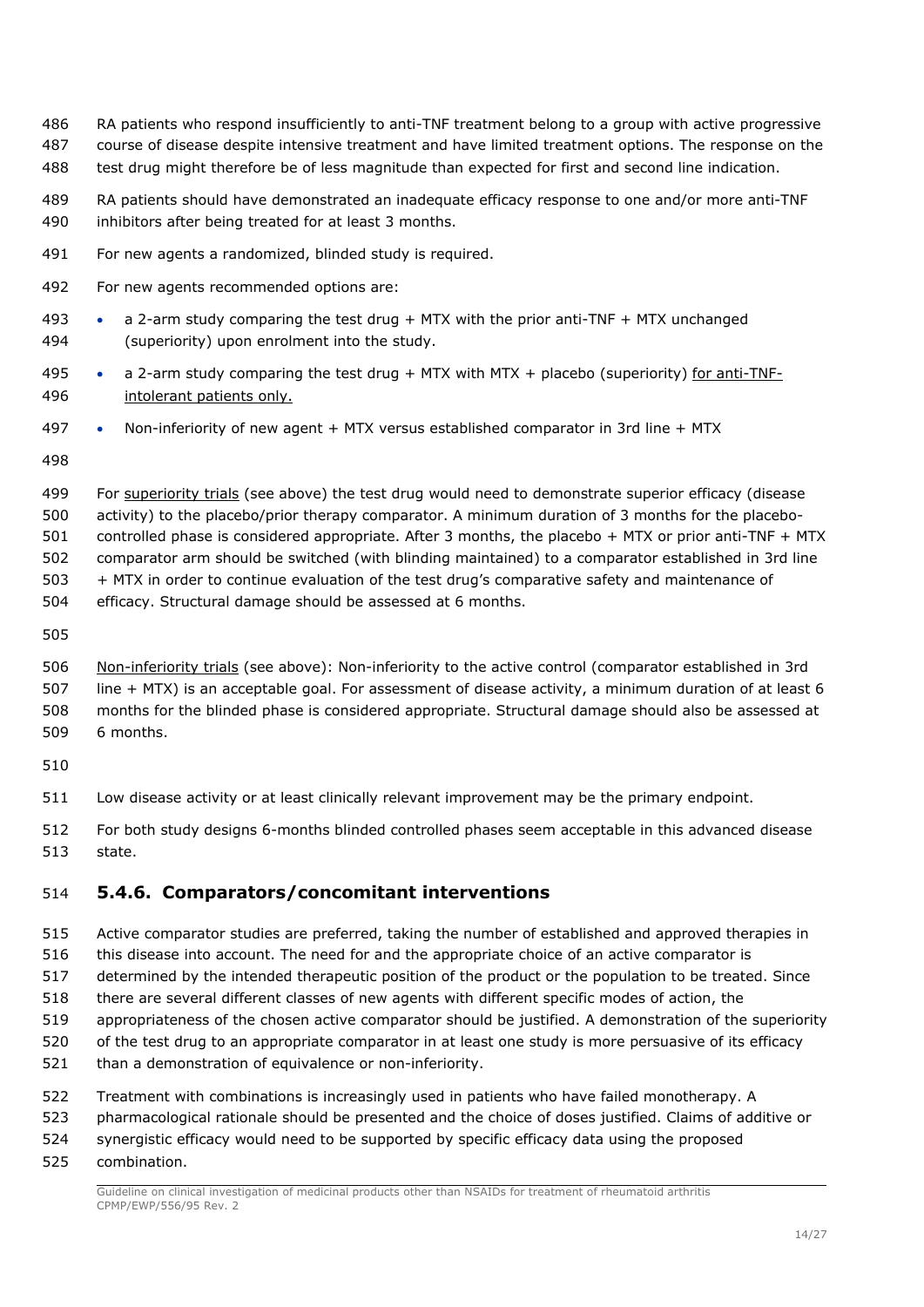RA patients who respond insufficiently to anti-TNF treatment belong to a group with active progressive course of disease despite intensive treatment and have limited treatment options. The response on the test drug might therefore be of less magnitude than expected for first and second line indication.

RA patients should have demonstrated an inadequate efficacy response to one and/or more anti-TNF inhibitors after being treated for at least 3 months.

For new agents a randomized, blinded study is required.

For new agents recommended options are:

- a 2-arm study comparing the test drug + MTX with the prior anti-TNF + MTX unchanged (superiority) upon enrolment into the study.
- a 2-arm study comparing the test drug + MTX with MTX + placebo (superiority) <u>for anti-TNF-intolerant patients only.</u>
- Non-inferiority of new agent + MTX versus established comparator in 3rd line + MTX

For <u>superiority trials</u> (see above) the test drug would need to demonstrate superior efficacy (disease activity) to the placebo/prior therapy comparator. A minimum duration of 3 months for the placebo-controlled phase is considered appropriate. After 3 months, the placebo + MTX or prior anti-TNF + MTX comparator arm should be switched (with blinding maintained) to a comparator established in 3rd line + MTX in order to continue evaluation of the test drug's comparative safety and maintenance of efficacy. Structural damage should be assessed at 6 months.

<u>Non-inferiority trials</u> (see above): Non-inferiority to the active control (comparator established in 3rd line + MTX) is an acceptable goal. For assessment of disease activity, a minimum duration of at least 6 months for the blinded phase is considered appropriate. Structural damage should also be assessed at 6 months.

Low disease activity or at least clinically relevant improvement may be the primary endpoint.

For both study designs 6-months blinded controlled phases seem acceptable in this advanced disease state.

### 5.4.6. Comparators/concomitant interventions

Active comparator studies are preferred, taking the number of established and approved therapies in this disease into account. The need for and the appropriate choice of an active comparator is determined by the intended therapeutic position of the product or the population to be treated. Since there are several different classes of new agents with different specific modes of action, the appropriateness of the chosen active comparator should be justified. A demonstration of the superiority of the test drug to an appropriate comparator in at least one study is more persuasive of its efficacy than a demonstration of equivalence or non-inferiority.

Treatment with combinations is increasingly used in patients who have failed monotherapy. A pharmacological rationale should be presented and the choice of doses justified. Claims of additive or synergistic efficacy would need to be supported by specific efficacy data using the proposed combination.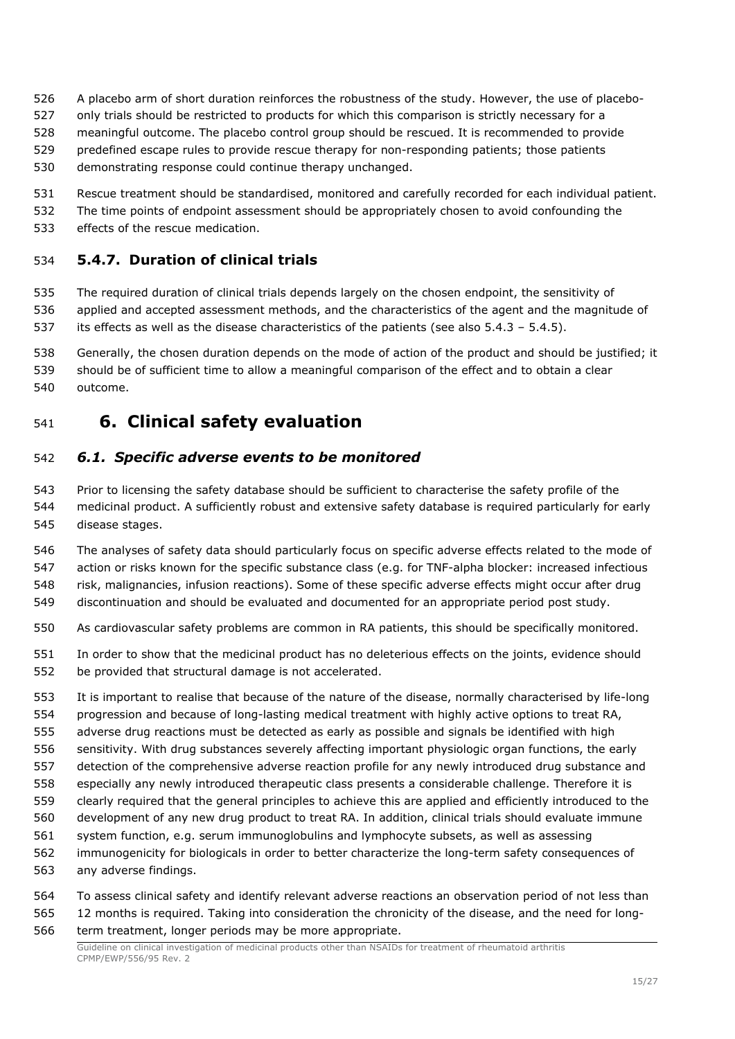A placebo arm of short duration reinforces the robustness of the study. However, the use of placebo-only trials should be restricted to products for which this comparison is strictly necessary for a meaningful outcome. The placebo control group should be rescued. It is recommended to provide predefined escape rules to provide rescue therapy for non-responding patients; those patients demonstrating response could continue therapy unchanged.

Rescue treatment should be standardised, monitored and carefully recorded for each individual patient. The time points of endpoint assessment should be appropriately chosen to avoid confounding the effects of the rescue medication.

### 5.4.7. Duration of clinical trials

The required duration of clinical trials depends largely on the chosen endpoint, the sensitivity of applied and accepted assessment methods, and the characteristics of the agent and the magnitude of its effects as well as the disease characteristics of the patients (see also 5.4.3 – 5.4.5).

Generally, the chosen duration depends on the mode of action of the product and should be justified; it should be of sufficient time to allow a meaningful comparison of the effect and to obtain a clear outcome.

# 6. Clinical safety evaluation

## *6.1. Specific adverse events to be monitored*

Prior to licensing the safety database should be sufficient to characterise the safety profile of the medicinal product. A sufficiently robust and extensive safety database is required particularly for early disease stages.

The analyses of safety data should particularly focus on specific adverse effects related to the mode of action or risks known for the specific substance class (e.g. for TNF-alpha blocker: increased infectious risk, malignancies, infusion reactions). Some of these specific adverse effects might occur after drug discontinuation and should be evaluated and documented for an appropriate period post study.

As cardiovascular safety problems are common in RA patients, this should be specifically monitored.

In order to show that the medicinal product has no deleterious effects on the joints, evidence should be provided that structural damage is not accelerated.

It is important to realise that because of the nature of the disease, normally characterised by life-long progression and because of long-lasting medical treatment with highly active options to treat RA, adverse drug reactions must be detected as early as possible and signals be identified with high sensitivity. With drug substances severely affecting important physiologic organ functions, the early detection of the comprehensive adverse reaction profile for any newly introduced drug substance and especially any newly introduced therapeutic class presents a considerable challenge. Therefore it is clearly required that the general principles to achieve this are applied and efficiently introduced to the development of any new drug product to treat RA. In addition, clinical trials should evaluate immune system function, e.g. serum immunoglobulins and lymphocyte subsets, as well as assessing immunogenicity for biologicals in order to better characterize the long-term safety consequences of any adverse findings.

To assess clinical safety and identify relevant adverse reactions an observation period of not less than 12 months is required. Taking into consideration the chronicity of the disease, and the need for long-term treatment, longer periods may be more appropriate.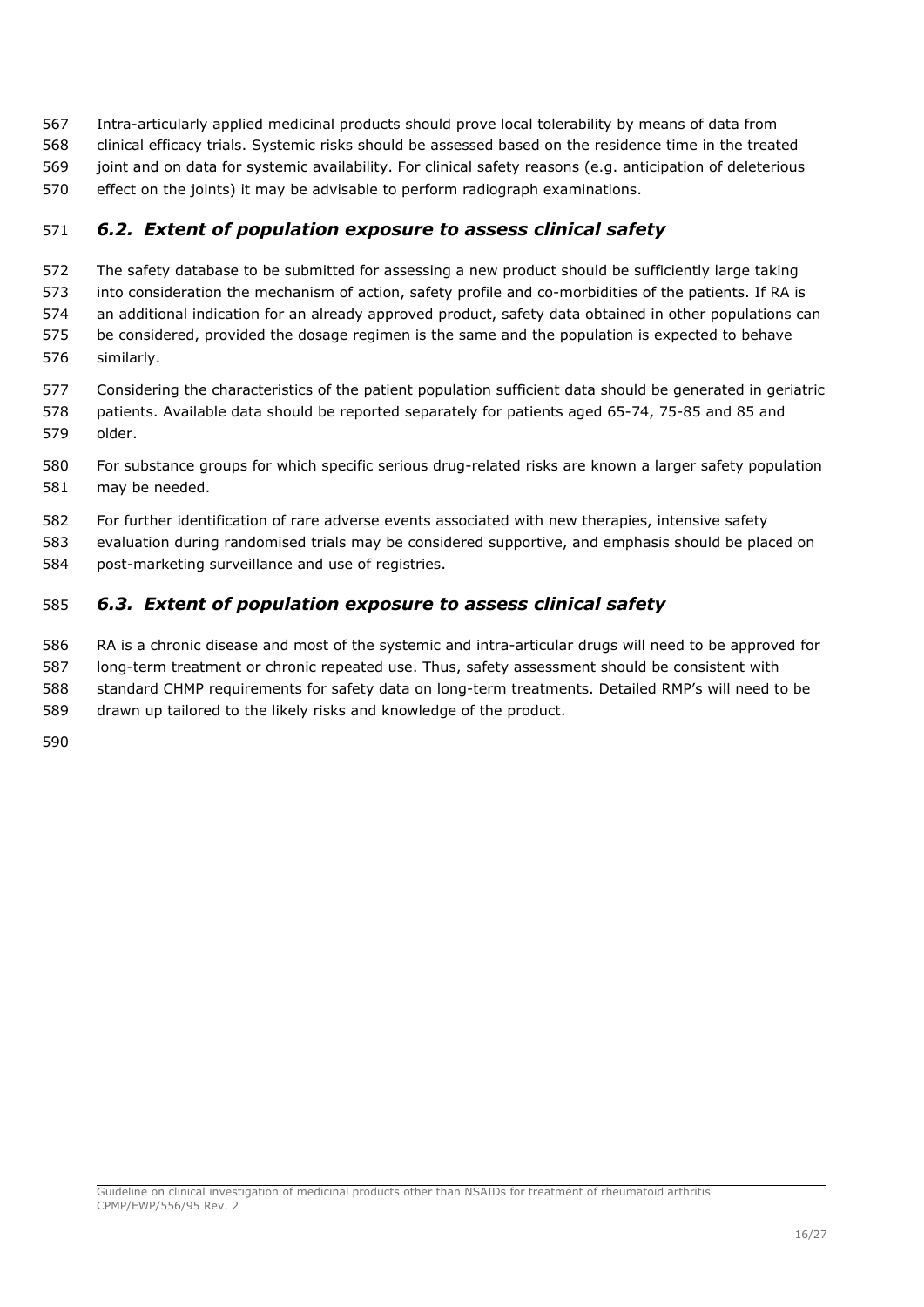Intra-articularly applied medicinal products should prove local tolerability by means of data from clinical efficacy trials. Systemic risks should be assessed based on the residence time in the treated joint and on data for systemic availability. For clinical safety reasons (e.g. anticipation of deleterious effect on the joints) it may be advisable to perform radiograph examinations.

## *6.2. Extent of population exposure to assess clinical safety*

The safety database to be submitted for assessing a new product should be sufficiently large taking into consideration the mechanism of action, safety profile and co-morbidities of the patients. If RA is an additional indication for an already approved product, safety data obtained in other populations can be considered, provided the dosage regimen is the same and the population is expected to behave similarly.

Considering the characteristics of the patient population sufficient data should be generated in geriatric patients. Available data should be reported separately for patients aged 65-74, 75-85 and 85 and older.

For substance groups for which specific serious drug-related risks are known a larger safety population may be needed.

For further identification of rare adverse events associated with new therapies, intensive safety evaluation during randomised trials may be considered supportive, and emphasis should be placed on post-marketing surveillance and use of registries.

## *6.3. Extent of population exposure to assess clinical safety*

RA is a chronic disease and most of the systemic and intra-articular drugs will need to be approved for long-term treatment or chronic repeated use. Thus, safety assessment should be consistent with standard CHMP requirements for safety data on long-term treatments. Detailed RMP's will need to be drawn up tailored to the likely risks and knowledge of the product.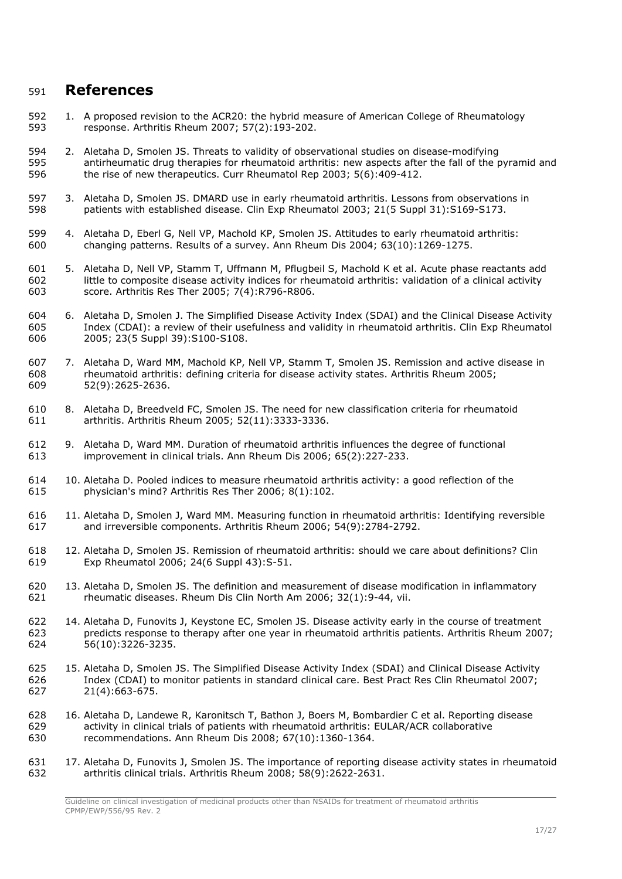# References

1. A proposed revision to the ACR20: the hybrid measure of American College of Rheumatology response. Arthritis Rheum 2007; 57(2):193-202.
2. Aletaha D, Smolen JS. Threats to validity of observational studies on disease-modifying antirheumatic drug therapies for rheumatoid arthritis: new aspects after the fall of the pyramid and the rise of new therapeutics. Curr Rheumatol Rep 2003; 5(6):409-412.
3. Aletaha D, Smolen JS. DMARD use in early rheumatoid arthritis. Lessons from observations in patients with established disease. Clin Exp Rheumatol 2003; 21(5 Suppl 31):S169-S173.
4. Aletaha D, Eberl G, Nell VP, Machold KP, Smolen JS. Attitudes to early rheumatoid arthritis: changing patterns. Results of a survey. Ann Rheum Dis 2004; 63(10):1269-1275.
5. Aletaha D, Nell VP, Stamm T, Uffmann M, Pflugbeil S, Machold K et al. Acute phase reactants add little to composite disease activity indices for rheumatoid arthritis: validation of a clinical activity score. Arthritis Res Ther 2005; 7(4):R796-R806.
6. Aletaha D, Smolen J. The Simplified Disease Activity Index (SDAI) and the Clinical Disease Activity Index (CDAI): a review of their usefulness and validity in rheumatoid arthritis. Clin Exp Rheumatol 2005; 23(5 Suppl 39):S100-S108.
7. Aletaha D, Ward MM, Machold KP, Nell VP, Stamm T, Smolen JS. Remission and active disease in rheumatoid arthritis: defining criteria for disease activity states. Arthritis Rheum 2005; 52(9):2625-2636.
8. Aletaha D, Breedveld FC, Smolen JS. The need for new classification criteria for rheumatoid arthritis. Arthritis Rheum 2005; 52(11):3333-3336.
9. Aletaha D, Ward MM. Duration of rheumatoid arthritis influences the degree of functional improvement in clinical trials. Ann Rheum Dis 2006; 65(2):227-233.
10. Aletaha D. Pooled indices to measure rheumatoid arthritis activity: a good reflection of the physician's mind? Arthritis Res Ther 2006; 8(1):102.
11. Aletaha D, Smolen J, Ward MM. Measuring function in rheumatoid arthritis: Identifying reversible and irreversible components. Arthritis Rheum 2006; 54(9):2784-2792.
12. Aletaha D, Smolen JS. Remission of rheumatoid arthritis: should we care about definitions? Clin Exp Rheumatol 2006; 24(6 Suppl 43):S-51.
13. Aletaha D, Smolen JS. The definition and measurement of disease modification in inflammatory rheumatic diseases. Rheum Dis Clin North Am 2006; 32(1):9-44, vii.
14. Aletaha D, Funovits J, Keystone EC, Smolen JS. Disease activity early in the course of treatment predicts response to therapy after one year in rheumatoid arthritis patients. Arthritis Rheum 2007; 56(10):3226-3235.
15. Aletaha D, Smolen JS. The Simplified Disease Activity Index (SDAI) and Clinical Disease Activity Index (CDAI) to monitor patients in standard clinical care. Best Pract Res Clin Rheumatol 2007; 21(4):663-675.
16. Aletaha D, Landewe R, Karonitsch T, Bathon J, Boers M, Bombardier C et al. Reporting disease activity in clinical trials of patients with rheumatoid arthritis: EULAR/ACR collaborative recommendations. Ann Rheum Dis 2008; 67(10):1360-1364.
17. Aletaha D, Funovits J, Smolen JS. The importance of reporting disease activity states in rheumatoid arthritis clinical trials. Arthritis Rheum 2008; 58(9):2622-2631.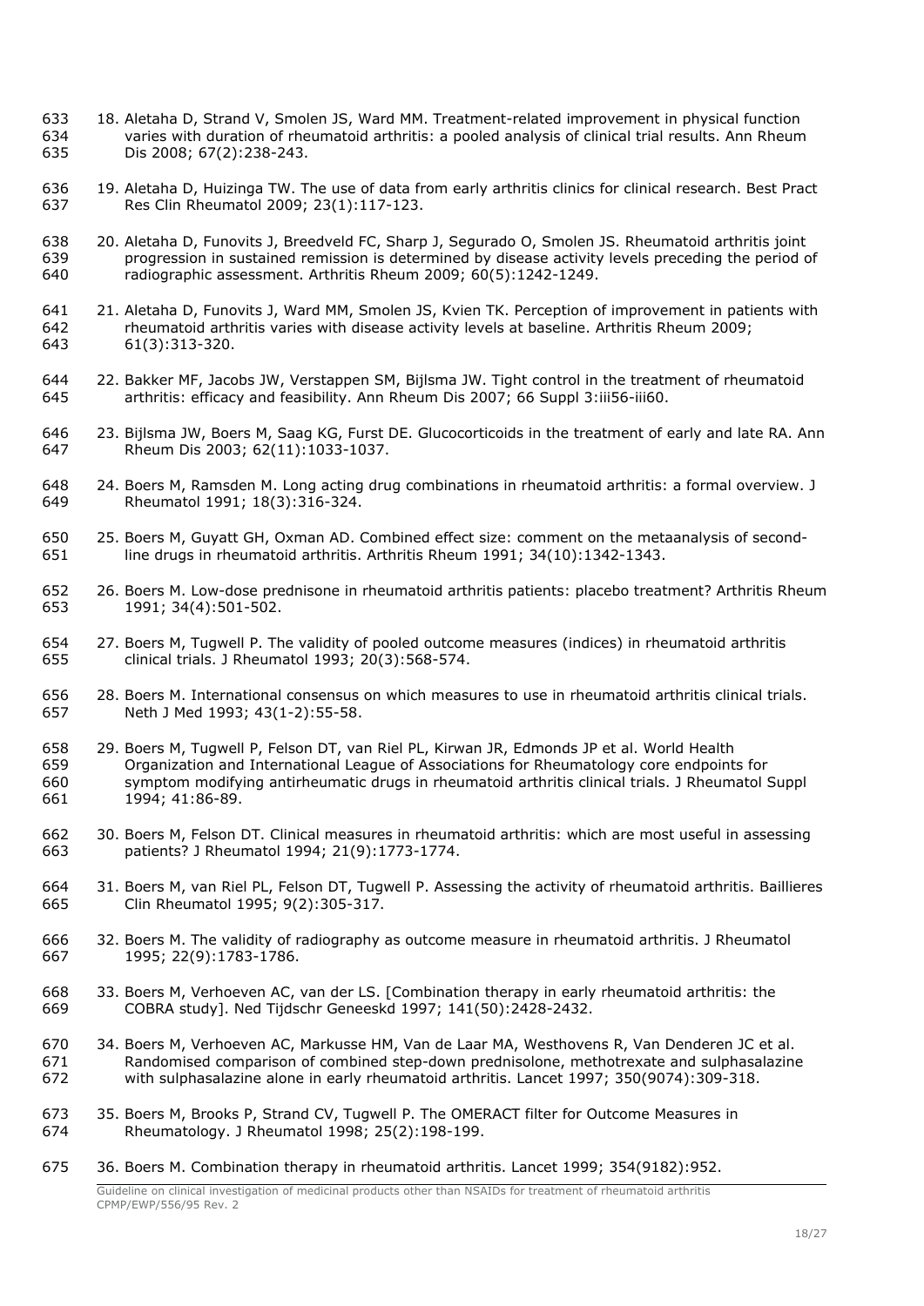18. Aletaha D, Strand V, Smolen JS, Ward MM. Treatment-related improvement in physical function varies with duration of rheumatoid arthritis: a pooled analysis of clinical trial results. Ann Rheum Dis 2008; 67(2):238-243.

19. Aletaha D, Huizinga TW. The use of data from early arthritis clinics for clinical research. Best Pract Res Clin Rheumatol 2009; 23(1):117-123.

20. Aletaha D, Funovits J, Breedveld FC, Sharp J, Segurado O, Smolen JS. Rheumatoid arthritis joint progression in sustained remission is determined by disease activity levels preceding the period of radiographic assessment. Arthritis Rheum 2009; 60(5):1242-1249.

21. Aletaha D, Funovits J, Ward MM, Smolen JS, Kvien TK. Perception of improvement in patients with rheumatoid arthritis varies with disease activity levels at baseline. Arthritis Rheum 2009; 61(3):313-320.

22. Bakker MF, Jacobs JW, Verstappen SM, Bijlsma JW. Tight control in the treatment of rheumatoid arthritis: efficacy and feasibility. Ann Rheum Dis 2007; 66 Suppl 3:iii56-iii60.

23. Bijlsma JW, Boers M, Saag KG, Furst DE. Glucocorticoids in the treatment of early and late RA. Ann Rheum Dis 2003; 62(11):1033-1037.

24. Boers M, Ramsden M. Long acting drug combinations in rheumatoid arthritis: a formal overview. J Rheumatol 1991; 18(3):316-324.

25. Boers M, Guyatt GH, Oxman AD. Combined effect size: comment on the metaanalysis of second-line drugs in rheumatoid arthritis. Arthritis Rheum 1991; 34(10):1342-1343.

26. Boers M. Low-dose prednisone in rheumatoid arthritis patients: placebo treatment? Arthritis Rheum 1991; 34(4):501-502.

27. Boers M, Tugwell P. The validity of pooled outcome measures (indices) in rheumatoid arthritis clinical trials. J Rheumatol 1993; 20(3):568-574.

28. Boers M. International consensus on which measures to use in rheumatoid arthritis clinical trials. Neth J Med 1993; 43(1-2):55-58.

29. Boers M, Tugwell P, Felson DT, van Riel PL, Kirwan JR, Edmonds JP et al. World Health Organization and International League of Associations for Rheumatology core endpoints for symptom modifying antirheumatic drugs in rheumatoid arthritis clinical trials. J Rheumatol Suppl 1994; 41:86-89.

30. Boers M, Felson DT. Clinical measures in rheumatoid arthritis: which are most useful in assessing patients? J Rheumatol 1994; 21(9):1773-1774.

31. Boers M, van Riel PL, Felson DT, Tugwell P. Assessing the activity of rheumatoid arthritis. Baillieres Clin Rheumatol 1995; 9(2):305-317.

32. Boers M. The validity of radiography as outcome measure in rheumatoid arthritis. J Rheumatol 1995; 22(9):1783-1786.

33. Boers M, Verhoeven AC, van der LS. [Combination therapy in early rheumatoid arthritis: the COBRA study]. Ned Tijdschr Geneeskd 1997; 141(50):2428-2432.

34. Boers M, Verhoeven AC, Markusse HM, Van de Laar MA, Westhovens R, Van Denderen JC et al. Randomised comparison of combined step-down prednisolone, methotrexate and sulphasalazine with sulphasalazine alone in early rheumatoid arthritis. Lancet 1997; 350(9074):309-318.

35. Boers M, Brooks P, Strand CV, Tugwell P. The OMERACT filter for Outcome Measures in Rheumatology. J Rheumatol 1998; 25(2):198-199.

36. Boers M. Combination therapy in rheumatoid arthritis. Lancet 1999; 354(9182):952.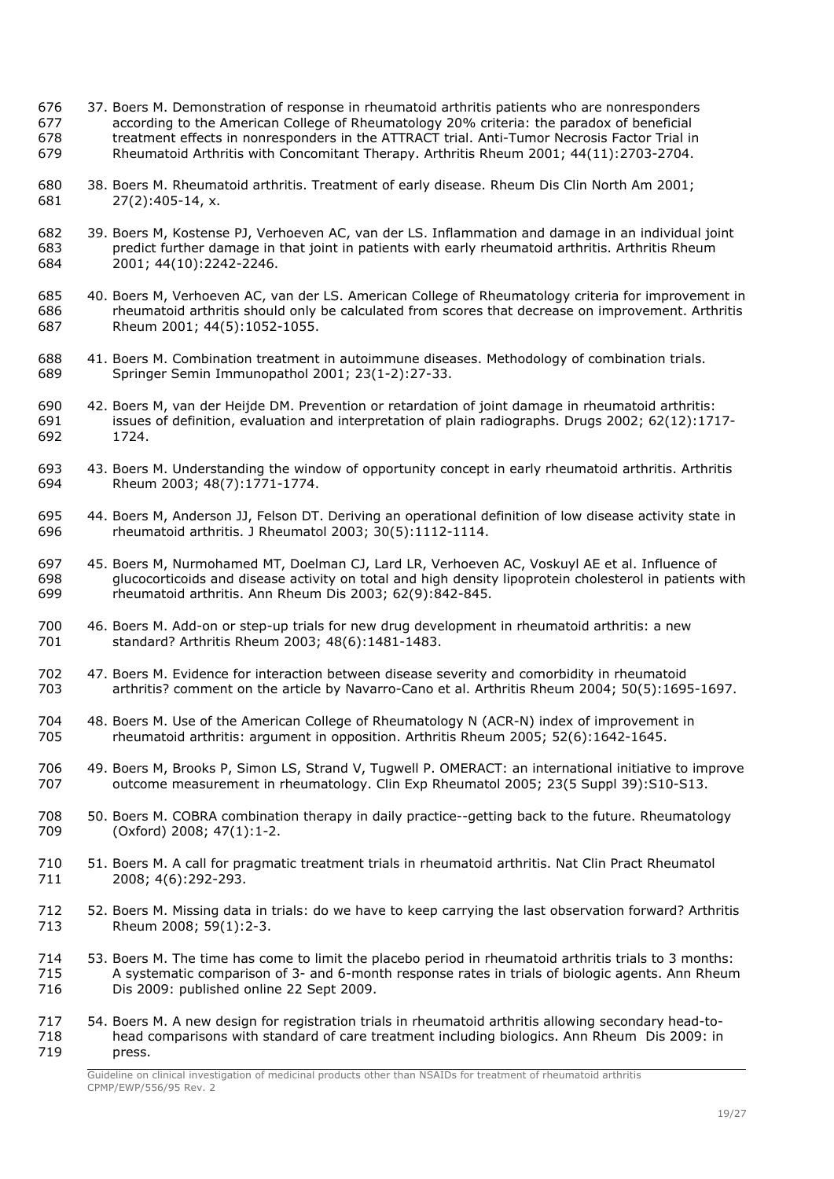37. Boers M. Demonstration of response in rheumatoid arthritis patients who are nonresponders according to the American College of Rheumatology 20% criteria: the paradox of beneficial treatment effects in nonresponders in the ATTRACT trial. Anti-Tumor Necrosis Factor Trial in Rheumatoid Arthritis with Concomitant Therapy. Arthritis Rheum 2001; 44(11):2703-2704.

38. Boers M. Rheumatoid arthritis. Treatment of early disease. Rheum Dis Clin North Am 2001; 27(2):405-14, x.

39. Boers M, Kostense PJ, Verhoeven AC, van der LS. Inflammation and damage in an individual joint predict further damage in that joint in patients with early rheumatoid arthritis. Arthritis Rheum 2001; 44(10):2242-2246.

40. Boers M, Verhoeven AC, van der LS. American College of Rheumatology criteria for improvement in rheumatoid arthritis should only be calculated from scores that decrease on improvement. Arthritis Rheum 2001; 44(5):1052-1055.

41. Boers M. Combination treatment in autoimmune diseases. Methodology of combination trials. Springer Semin Immunopathol 2001; 23(1-2):27-33.

42. Boers M, van der Heijde DM. Prevention or retardation of joint damage in rheumatoid arthritis: issues of definition, evaluation and interpretation of plain radiographs. Drugs 2002; 62(12):1717-1724.

43. Boers M. Understanding the window of opportunity concept in early rheumatoid arthritis. Arthritis Rheum 2003; 48(7):1771-1774.

44. Boers M, Anderson JJ, Felson DT. Deriving an operational definition of low disease activity state in rheumatoid arthritis. J Rheumatol 2003; 30(5):1112-1114.

45. Boers M, Nurmohamed MT, Doelman CJ, Lard LR, Verhoeven AC, Voskuyl AE et al. Influence of glucocorticoids and disease activity on total and high density lipoprotein cholesterol in patients with rheumatoid arthritis. Ann Rheum Dis 2003; 62(9):842-845.

46. Boers M. Add-on or step-up trials for new drug development in rheumatoid arthritis: a new standard? Arthritis Rheum 2003; 48(6):1481-1483.

47. Boers M. Evidence for interaction between disease severity and comorbidity in rheumatoid arthritis? comment on the article by Navarro-Cano et al. Arthritis Rheum 2004; 50(5):1695-1697.

48. Boers M. Use of the American College of Rheumatology N (ACR-N) index of improvement in rheumatoid arthritis: argument in opposition. Arthritis Rheum 2005; 52(6):1642-1645.

49. Boers M, Brooks P, Simon LS, Strand V, Tugwell P. OMERACT: an international initiative to improve outcome measurement in rheumatology. Clin Exp Rheumatol 2005; 23(5 Suppl 39):S10-S13.

50. Boers M. COBRA combination therapy in daily practice--getting back to the future. Rheumatology (Oxford) 2008; 47(1):1-2.

51. Boers M. A call for pragmatic treatment trials in rheumatoid arthritis. Nat Clin Pract Rheumatol 2008; 4(6):292-293.

52. Boers M. Missing data in trials: do we have to keep carrying the last observation forward? Arthritis Rheum 2008; 59(1):2-3.

53. Boers M. The time has come to limit the placebo period in rheumatoid arthritis trials to 3 months: A systematic comparison of 3- and 6-month response rates in trials of biologic agents. Ann Rheum Dis 2009: published online 22 Sept 2009.

54. Boers M. A new design for registration trials in rheumatoid arthritis allowing secondary head-to-head comparisons with standard of care treatment including biologics. Ann Rheum Dis 2009: in press.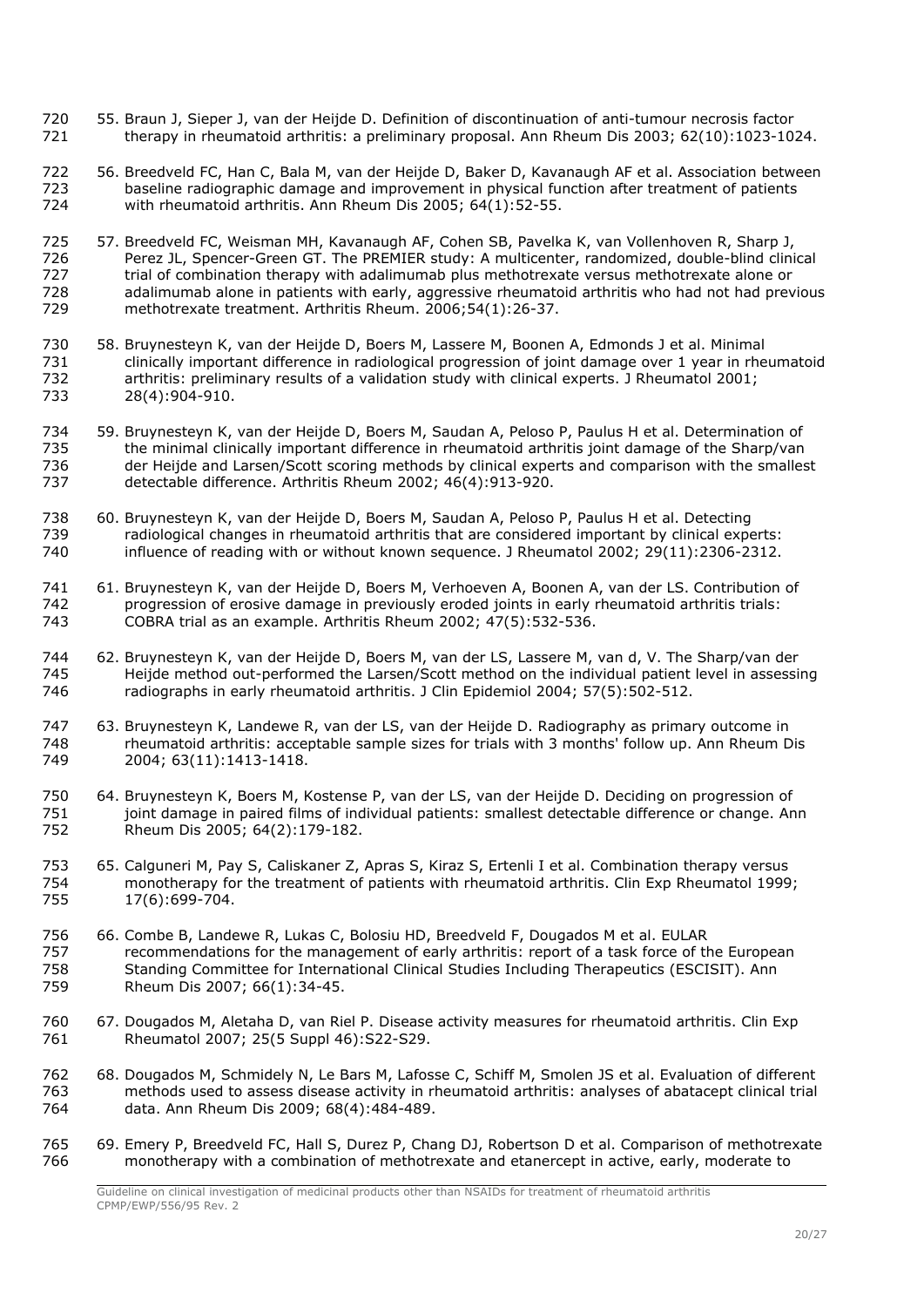55. Braun J, Sieper J, van der Heijde D. Definition of discontinuation of anti-tumour necrosis factor therapy in rheumatoid arthritis: a preliminary proposal. Ann Rheum Dis 2003; 62(10):1023-1024.

56. Breedveld FC, Han C, Bala M, van der Heijde D, Baker D, Kavanaugh AF et al. Association between baseline radiographic damage and improvement in physical function after treatment of patients with rheumatoid arthritis. Ann Rheum Dis 2005; 64(1):52-55.

57. Breedveld FC, Weisman MH, Kavanaugh AF, Cohen SB, Pavelka K, van Vollenhoven R, Sharp J, Perez JL, Spencer-Green GT. The PREMIER study: A multicenter, randomized, double-blind clinical trial of combination therapy with adalimumab plus methotrexate versus methotrexate alone or adalimumab alone in patients with early, aggressive rheumatoid arthritis who had not had previous methotrexate treatment. Arthritis Rheum. 2006;54(1):26-37.

58. Bruynesteyn K, van der Heijde D, Boers M, Lassere M, Boonen A, Edmonds J et al. Minimal clinically important difference in radiological progression of joint damage over 1 year in rheumatoid arthritis: preliminary results of a validation study with clinical experts. J Rheumatol 2001; 28(4):904-910.

59. Bruynesteyn K, van der Heijde D, Boers M, Saudan A, Peloso P, Paulus H et al. Determination of the minimal clinically important difference in rheumatoid arthritis joint damage of the Sharp/van der Heijde and Larsen/Scott scoring methods by clinical experts and comparison with the smallest detectable difference. Arthritis Rheum 2002; 46(4):913-920.

60. Bruynesteyn K, van der Heijde D, Boers M, Saudan A, Peloso P, Paulus H et al. Detecting radiological changes in rheumatoid arthritis that are considered important by clinical experts: influence of reading with or without known sequence. J Rheumatol 2002; 29(11):2306-2312.

61. Bruynesteyn K, van der Heijde D, Boers M, Verhoeven A, Boonen A, van der LS. Contribution of progression of erosive damage in previously eroded joints in early rheumatoid arthritis trials: COBRA trial as an example. Arthritis Rheum 2002; 47(5):532-536.

62. Bruynesteyn K, van der Heijde D, Boers M, van der LS, Lassere M, van d, V. The Sharp/van der Heijde method out-performed the Larsen/Scott method on the individual patient level in assessing radiographs in early rheumatoid arthritis. J Clin Epidemiol 2004; 57(5):502-512.

63. Bruynesteyn K, Landewe R, van der LS, van der Heijde D. Radiography as primary outcome in rheumatoid arthritis: acceptable sample sizes for trials with 3 months' follow up. Ann Rheum Dis 2004; 63(11):1413-1418.

64. Bruynesteyn K, Boers M, Kostense P, van der LS, van der Heijde D. Deciding on progression of joint damage in paired films of individual patients: smallest detectable difference or change. Ann Rheum Dis 2005; 64(2):179-182.

65. Calguneri M, Pay S, Caliskaner Z, Apras S, Kiraz S, Ertenli I et al. Combination therapy versus monotherapy for the treatment of patients with rheumatoid arthritis. Clin Exp Rheumatol 1999; 17(6):699-704.

66. Combe B, Landewe R, Lukas C, Bolosiu HD, Breedveld F, Dougados M et al. EULAR recommendations for the management of early arthritis: report of a task force of the European Standing Committee for International Clinical Studies Including Therapeutics (ESCISIT). Ann Rheum Dis 2007; 66(1):34-45.

67. Dougados M, Aletaha D, van Riel P. Disease activity measures for rheumatoid arthritis. Clin Exp Rheumatol 2007; 25(5 Suppl 46):S22-S29.

68. Dougados M, Schmidely N, Le Bars M, Lafosse C, Schiff M, Smolen JS et al. Evaluation of different methods used to assess disease activity in rheumatoid arthritis: analyses of abatacept clinical trial data. Ann Rheum Dis 2009; 68(4):484-489.

69. Emery P, Breedveld FC, Hall S, Durez P, Chang DJ, Robertson D et al. Comparison of methotrexate monotherapy with a combination of methotrexate and etanercept in active, early, moderate to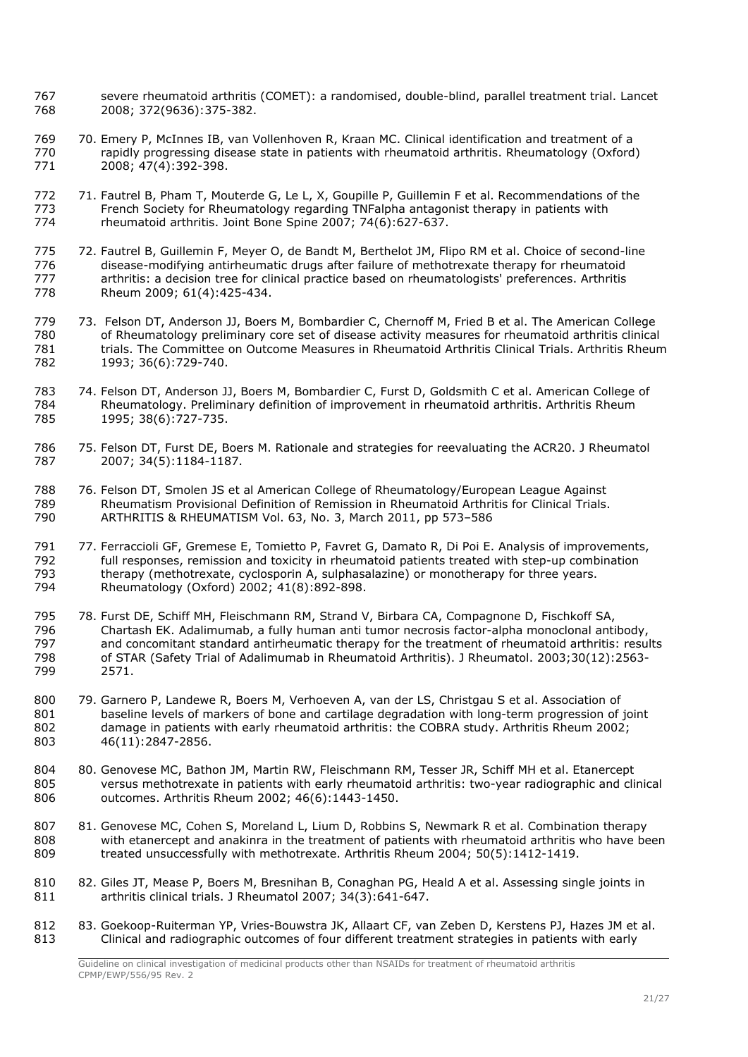severe rheumatoid arthritis (COMET): a randomised, double-blind, parallel treatment trial. Lancet 2008; 372(9636):375-382.

70. Emery P, McInnes IB, van Vollenhoven R, Kraan MC. Clinical identification and treatment of a rapidly progressing disease state in patients with rheumatoid arthritis. Rheumatology (Oxford) 2008; 47(4):392-398.

71. Fautrel B, Pham T, Mouterde G, Le L, X, Goupille P, Guillemin F et al. Recommendations of the French Society for Rheumatology regarding TNFalpha antagonist therapy in patients with rheumatoid arthritis. Joint Bone Spine 2007; 74(6):627-637.

72. Fautrel B, Guillemin F, Meyer O, de Bandt M, Berthelot JM, Flipo RM et al. Choice of second-line disease-modifying antirheumatic drugs after failure of methotrexate therapy for rheumatoid arthritis: a decision tree for clinical practice based on rheumatologists' preferences. Arthritis Rheum 2009; 61(4):425-434.

73. Felson DT, Anderson JJ, Boers M, Bombardier C, Chernoff M, Fried B et al. The American College of Rheumatology preliminary core set of disease activity measures for rheumatoid arthritis clinical trials. The Committee on Outcome Measures in Rheumatoid Arthritis Clinical Trials. Arthritis Rheum 1993; 36(6):729-740.

74. Felson DT, Anderson JJ, Boers M, Bombardier C, Furst D, Goldsmith C et al. American College of Rheumatology. Preliminary definition of improvement in rheumatoid arthritis. Arthritis Rheum 1995; 38(6):727-735.

75. Felson DT, Furst DE, Boers M. Rationale and strategies for reevaluating the ACR20. J Rheumatol 2007; 34(5):1184-1187.

76. Felson DT, Smolen JS et al American College of Rheumatology/European League Against Rheumatism Provisional Definition of Remission in Rheumatoid Arthritis for Clinical Trials. ARTHRITIS & RHEUMATISM Vol. 63, No. 3, March 2011, pp 573–586

77. Ferraccioli GF, Gremese E, Tomietto P, Favret G, Damato R, Di Poi E. Analysis of improvements, full responses, remission and toxicity in rheumatoid patients treated with step-up combination therapy (methotrexate, cyclosporin A, sulphasalazine) or monotherapy for three years. Rheumatology (Oxford) 2002; 41(8):892-898.

78. Furst DE, Schiff MH, Fleischmann RM, Strand V, Birbara CA, Compagnone D, Fischkoff SA, Chartash EK. Adalimumab, a fully human anti tumor necrosis factor-alpha monoclonal antibody, and concomitant standard antirheumatic therapy for the treatment of rheumatoid arthritis: results of STAR (Safety Trial of Adalimumab in Rheumatoid Arthritis). J Rheumatol. 2003;30(12):2563-2571.

79. Garnero P, Landewe R, Boers M, Verhoeven A, van der LS, Christgau S et al. Association of baseline levels of markers of bone and cartilage degradation with long-term progression of joint damage in patients with early rheumatoid arthritis: the COBRA study. Arthritis Rheum 2002; 46(11):2847-2856.

80. Genovese MC, Bathon JM, Martin RW, Fleischmann RM, Tesser JR, Schiff MH et al. Etanercept versus methotrexate in patients with early rheumatoid arthritis: two-year radiographic and clinical outcomes. Arthritis Rheum 2002; 46(6):1443-1450.

81. Genovese MC, Cohen S, Moreland L, Lium D, Robbins S, Newmark R et al. Combination therapy with etanercept and anakinra in the treatment of patients with rheumatoid arthritis who have been treated unsuccessfully with methotrexate. Arthritis Rheum 2004; 50(5):1412-1419.

82. Giles JT, Mease P, Boers M, Bresnihan B, Conaghan PG, Heald A et al. Assessing single joints in arthritis clinical trials. J Rheumatol 2007; 34(3):641-647.

83. Goekoop-Ruiterman YP, Vries-Bouwstra JK, Allaart CF, van Zeben D, Kerstens PJ, Hazes JM et al. Clinical and radiographic outcomes of four different treatment strategies in patients with early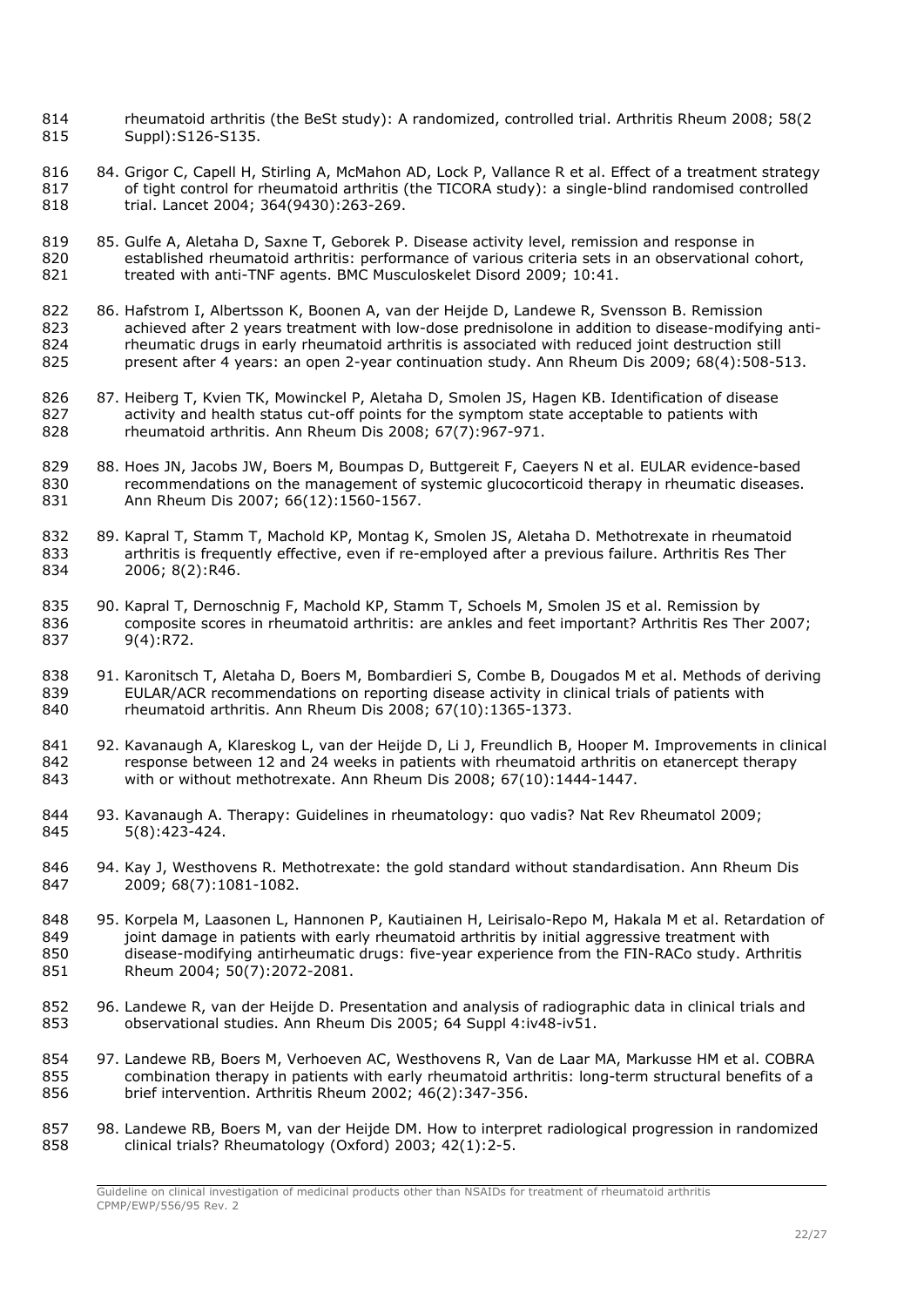rheumatoid arthritis (the BeSt study): A randomized, controlled trial. Arthritis Rheum 2008; 58(2 Suppl):S126-S135.

84. Grigor C, Capell H, Stirling A, McMahon AD, Lock P, Vallance R et al. Effect of a treatment strategy of tight control for rheumatoid arthritis (the TICORA study): a single-blind randomised controlled trial. Lancet 2004; 364(9430):263-269.

85. Gulfe A, Aletaha D, Saxne T, Geborek P. Disease activity level, remission and response in established rheumatoid arthritis: performance of various criteria sets in an observational cohort, treated with anti-TNF agents. BMC Musculoskelet Disord 2009; 10:41.

86. Hafstrom I, Albertsson K, Boonen A, van der Heijde D, Landewe R, Svensson B. Remission achieved after 2 years treatment with low-dose prednisolone in addition to disease-modifying anti-rheumatic drugs in early rheumatoid arthritis is associated with reduced joint destruction still present after 4 years: an open 2-year continuation study. Ann Rheum Dis 2009; 68(4):508-513.

87. Heiberg T, Kvien TK, Mowinckel P, Aletaha D, Smolen JS, Hagen KB. Identification of disease activity and health status cut-off points for the symptom state acceptable to patients with rheumatoid arthritis. Ann Rheum Dis 2008; 67(7):967-971.

88. Hoes JN, Jacobs JW, Boers M, Boumpas D, Buttgereit F, Caeyers N et al. EULAR evidence-based recommendations on the management of systemic glucocorticoid therapy in rheumatic diseases. Ann Rheum Dis 2007; 66(12):1560-1567.

89. Kapral T, Stamm T, Machold KP, Montag K, Smolen JS, Aletaha D. Methotrexate in rheumatoid arthritis is frequently effective, even if re-employed after a previous failure. Arthritis Res Ther 2006; 8(2):R46.

90. Kapral T, Dernoschnig F, Machold KP, Stamm T, Schoels M, Smolen JS et al. Remission by composite scores in rheumatoid arthritis: are ankles and feet important? Arthritis Res Ther 2007; 9(4):R72.

91. Karonitsch T, Aletaha D, Boers M, Bombardieri S, Combe B, Dougados M et al. Methods of deriving EULAR/ACR recommendations on reporting disease activity in clinical trials of patients with rheumatoid arthritis. Ann Rheum Dis 2008; 67(10):1365-1373.

92. Kavanaugh A, Klareskog L, van der Heijde D, Li J, Freundlich B, Hooper M. Improvements in clinical response between 12 and 24 weeks in patients with rheumatoid arthritis on etanercept therapy with or without methotrexate. Ann Rheum Dis 2008; 67(10):1444-1447.

93. Kavanaugh A. Therapy: Guidelines in rheumatology: quo vadis? Nat Rev Rheumatol 2009; 5(8):423-424.

94. Kay J, Westhovens R. Methotrexate: the gold standard without standardisation. Ann Rheum Dis 2009; 68(7):1081-1082.

95. Korpela M, Laasonen L, Hannonen P, Kautiainen H, Leirisalo-Repo M, Hakala M et al. Retardation of joint damage in patients with early rheumatoid arthritis by initial aggressive treatment with disease-modifying antirheumatic drugs: five-year experience from the FIN-RACo study. Arthritis Rheum 2004; 50(7):2072-2081.

96. Landewe R, van der Heijde D. Presentation and analysis of radiographic data in clinical trials and observational studies. Ann Rheum Dis 2005; 64 Suppl 4:iv48-iv51.

97. Landewe RB, Boers M, Verhoeven AC, Westhovens R, Van de Laar MA, Markusse HM et al. COBRA combination therapy in patients with early rheumatoid arthritis: long-term structural benefits of a brief intervention. Arthritis Rheum 2002; 46(2):347-356.

98. Landewe RB, Boers M, van der Heijde DM. How to interpret radiological progression in randomized clinical trials? Rheumatology (Oxford) 2003; 42(1):2-5.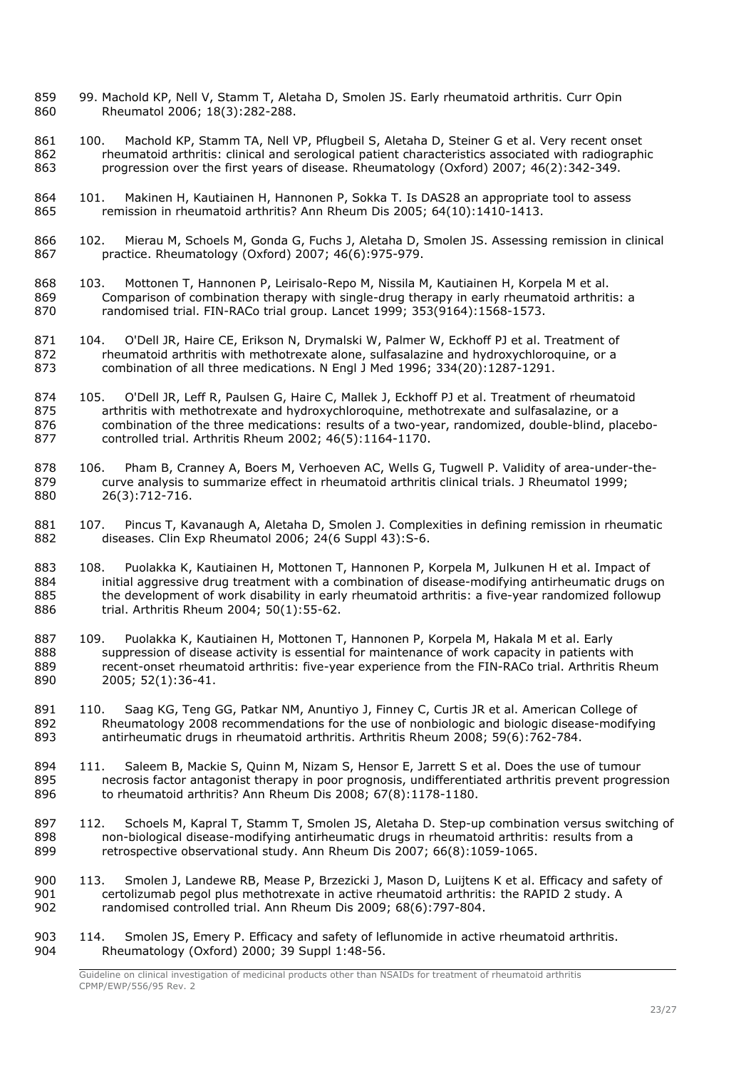99. Machold KP, Nell V, Stamm T, Aletaha D, Smolen JS. Early rheumatoid arthritis. Curr Opin Rheumatol 2006; 18(3):282-288.

100. Machold KP, Stamm TA, Nell VP, Pflugbeil S, Aletaha D, Steiner G et al. Very recent onset rheumatoid arthritis: clinical and serological patient characteristics associated with radiographic progression over the first years of disease. Rheumatology (Oxford) 2007; 46(2):342-349.

101. Makinen H, Kautiainen H, Hannonen P, Sokka T. Is DAS28 an appropriate tool to assess remission in rheumatoid arthritis? Ann Rheum Dis 2005; 64(10):1410-1413.

102. Mierau M, Schoels M, Gonda G, Fuchs J, Aletaha D, Smolen JS. Assessing remission in clinical practice. Rheumatology (Oxford) 2007; 46(6):975-979.

103. Mottonen T, Hannonen P, Leirisalo-Repo M, Nissila M, Kautiainen H, Korpela M et al. Comparison of combination therapy with single-drug therapy in early rheumatoid arthritis: a randomised trial. FIN-RACo trial group. Lancet 1999; 353(9164):1568-1573.

104. O'Dell JR, Haire CE, Erikson N, Drymalski W, Palmer W, Eckhoff PJ et al. Treatment of rheumatoid arthritis with methotrexate alone, sulfasalazine and hydroxychloroquine, or a combination of all three medications. N Engl J Med 1996; 334(20):1287-1291.

105. O'Dell JR, Leff R, Paulsen G, Haire C, Mallek J, Eckhoff PJ et al. Treatment of rheumatoid arthritis with methotrexate and hydroxychloroquine, methotrexate and sulfasalazine, or a combination of the three medications: results of a two-year, randomized, double-blind, placebo-controlled trial. Arthritis Rheum 2002; 46(5):1164-1170.

106. Pham B, Cranney A, Boers M, Verhoeven AC, Wells G, Tugwell P. Validity of area-under-the-curve analysis to summarize effect in rheumatoid arthritis clinical trials. J Rheumatol 1999; 26(3):712-716.

107. Pincus T, Kavanaugh A, Aletaha D, Smolen J. Complexities in defining remission in rheumatic diseases. Clin Exp Rheumatol 2006; 24(6 Suppl 43):S-6.

108. Puolakka K, Kautiainen H, Mottonen T, Hannonen P, Korpela M, Julkunen H et al. Impact of initial aggressive drug treatment with a combination of disease-modifying antirheumatic drugs on the development of work disability in early rheumatoid arthritis: a five-year randomized followup trial. Arthritis Rheum 2004; 50(1):55-62.

109. Puolakka K, Kautiainen H, Mottonen T, Hannonen P, Korpela M, Hakala M et al. Early suppression of disease activity is essential for maintenance of work capacity in patients with recent-onset rheumatoid arthritis: five-year experience from the FIN-RACo trial. Arthritis Rheum 2005; 52(1):36-41.

110. Saag KG, Teng GG, Patkar NM, Anuntiyo J, Finney C, Curtis JR et al. American College of Rheumatology 2008 recommendations for the use of nonbiologic and biologic disease-modifying antirheumatic drugs in rheumatoid arthritis. Arthritis Rheum 2008; 59(6):762-784.

111. Saleem B, Mackie S, Quinn M, Nizam S, Hensor E, Jarrett S et al. Does the use of tumour necrosis factor antagonist therapy in poor prognosis, undifferentiated arthritis prevent progression to rheumatoid arthritis? Ann Rheum Dis 2008; 67(8):1178-1180.

112. Schoels M, Kapral T, Stamm T, Smolen JS, Aletaha D. Step-up combination versus switching of non-biological disease-modifying antirheumatic drugs in rheumatoid arthritis: results from a retrospective observational study. Ann Rheum Dis 2007; 66(8):1059-1065.

113. Smolen J, Landewe RB, Mease P, Brzezicki J, Mason D, Luijtens K et al. Efficacy and safety of certolizumab pegol plus methotrexate in active rheumatoid arthritis: the RAPID 2 study. A randomised controlled trial. Ann Rheum Dis 2009; 68(6):797-804.

114. Smolen JS, Emery P. Efficacy and safety of leflunomide in active rheumatoid arthritis. Rheumatology (Oxford) 2000; 39 Suppl 1:48-56.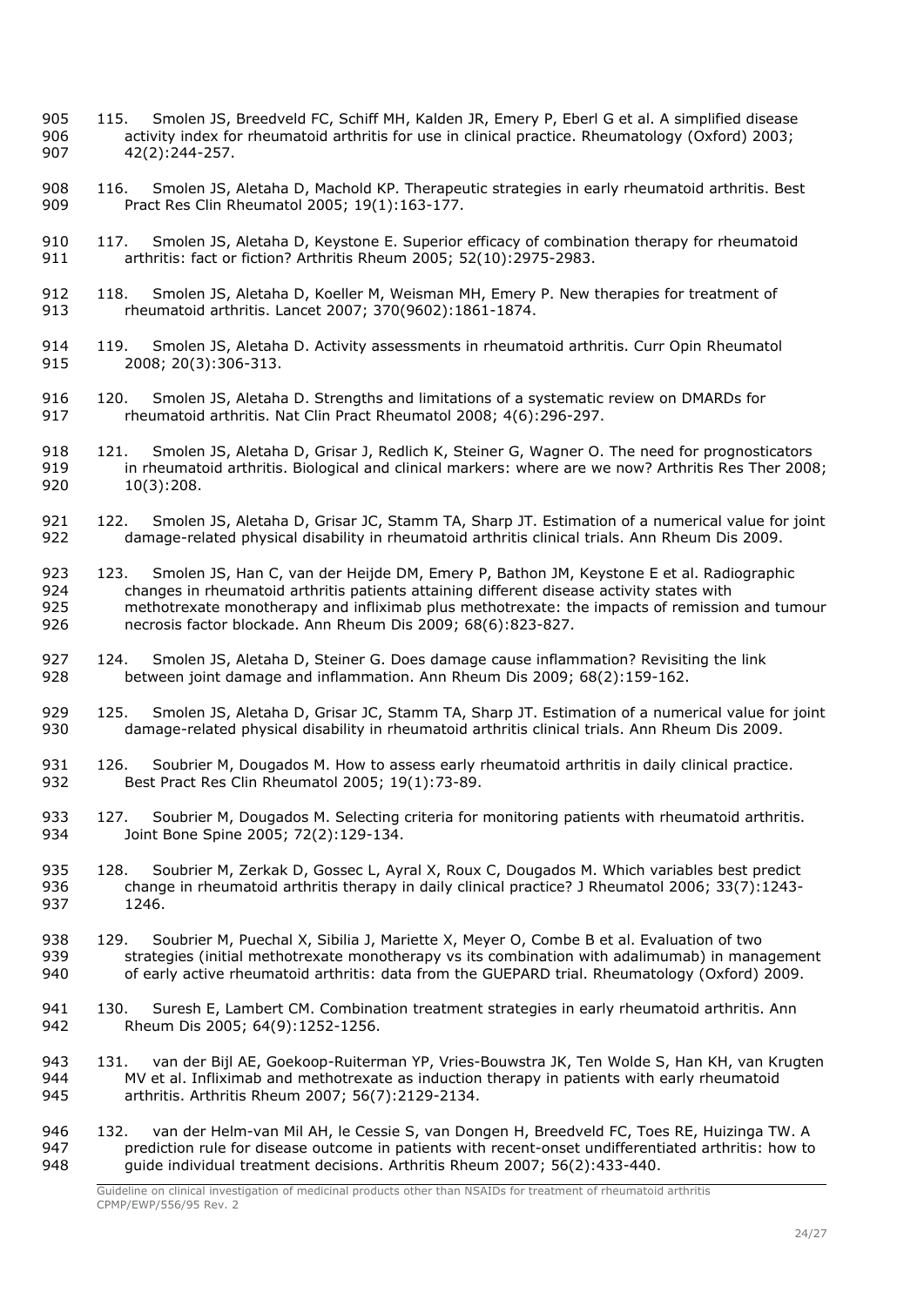115. Smolen JS, Breedveld FC, Schiff MH, Kalden JR, Emery P, Eberl G et al. A simplified disease activity index for rheumatoid arthritis for use in clinical practice. Rheumatology (Oxford) 2003; 42(2):244-257.

116. Smolen JS, Aletaha D, Machold KP. Therapeutic strategies in early rheumatoid arthritis. Best Pract Res Clin Rheumatol 2005; 19(1):163-177.

117. Smolen JS, Aletaha D, Keystone E. Superior efficacy of combination therapy for rheumatoid arthritis: fact or fiction? Arthritis Rheum 2005; 52(10):2975-2983.

118. Smolen JS, Aletaha D, Koeller M, Weisman MH, Emery P. New therapies for treatment of rheumatoid arthritis. Lancet 2007; 370(9602):1861-1874.

119. Smolen JS, Aletaha D. Activity assessments in rheumatoid arthritis. Curr Opin Rheumatol 2008; 20(3):306-313.

120. Smolen JS, Aletaha D. Strengths and limitations of a systematic review on DMARDs for rheumatoid arthritis. Nat Clin Pract Rheumatol 2008; 4(6):296-297.

121. Smolen JS, Aletaha D, Grisar J, Redlich K, Steiner G, Wagner O. The need for prognosticators in rheumatoid arthritis. Biological and clinical markers: where are we now? Arthritis Res Ther 2008; 10(3):208.

122. Smolen JS, Aletaha D, Grisar JC, Stamm TA, Sharp JT. Estimation of a numerical value for joint damage-related physical disability in rheumatoid arthritis clinical trials. Ann Rheum Dis 2009.

123. Smolen JS, Han C, van der Heijde DM, Emery P, Bathon JM, Keystone E et al. Radiographic changes in rheumatoid arthritis patients attaining different disease activity states with methotrexate monotherapy and infliximab plus methotrexate: the impacts of remission and tumour necrosis factor blockade. Ann Rheum Dis 2009; 68(6):823-827.

124. Smolen JS, Aletaha D, Steiner G. Does damage cause inflammation? Revisiting the link between joint damage and inflammation. Ann Rheum Dis 2009; 68(2):159-162.

125. Smolen JS, Aletaha D, Grisar JC, Stamm TA, Sharp JT. Estimation of a numerical value for joint damage-related physical disability in rheumatoid arthritis clinical trials. Ann Rheum Dis 2009.

126. Soubrier M, Dougados M. How to assess early rheumatoid arthritis in daily clinical practice. Best Pract Res Clin Rheumatol 2005; 19(1):73-89.

127. Soubrier M, Dougados M. Selecting criteria for monitoring patients with rheumatoid arthritis. Joint Bone Spine 2005; 72(2):129-134.

128. Soubrier M, Zerkak D, Gossec L, Ayral X, Roux C, Dougados M. Which variables best predict change in rheumatoid arthritis therapy in daily clinical practice? J Rheumatol 2006; 33(7):1243-1246.

129. Soubrier M, Puechal X, Sibilia J, Mariette X, Meyer O, Combe B et al. Evaluation of two strategies (initial methotrexate monotherapy vs its combination with adalimumab) in management of early active rheumatoid arthritis: data from the GUEPARD trial. Rheumatology (Oxford) 2009.

130. Suresh E, Lambert CM. Combination treatment strategies in early rheumatoid arthritis. Ann Rheum Dis 2005; 64(9):1252-1256.

131. van der Bijl AE, Goekoop-Ruiterman YP, Vries-Bouwstra JK, Ten Wolde S, Han KH, van Krugten MV et al. Infliximab and methotrexate as induction therapy in patients with early rheumatoid arthritis. Arthritis Rheum 2007; 56(7):2129-2134.

132. van der Helm-van Mil AH, le Cessie S, van Dongen H, Breedveld FC, Toes RE, Huizinga TW. A prediction rule for disease outcome in patients with recent-onset undifferentiated arthritis: how to guide individual treatment decisions. Arthritis Rheum 2007; 56(2):433-440.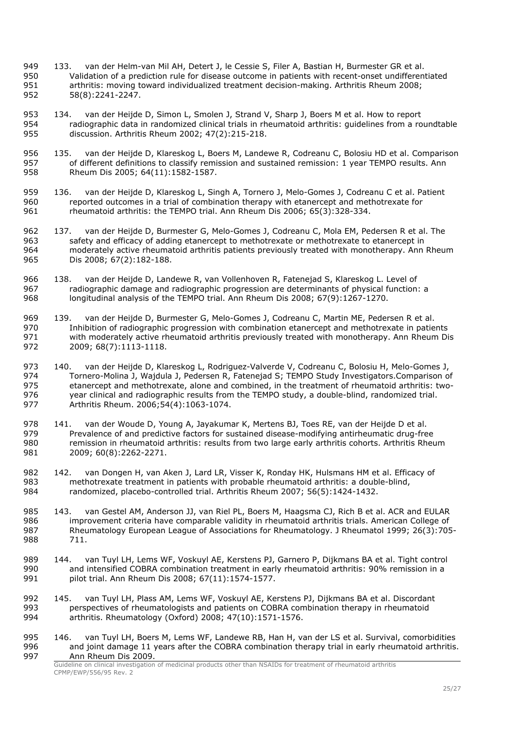133. van der Helm-van Mil AH, Detert J, le Cessie S, Filer A, Bastian H, Burmester GR et al. Validation of a prediction rule for disease outcome in patients with recent-onset undifferentiated arthritis: moving toward individualized treatment decision-making. Arthritis Rheum 2008; 58(8):2241-2247.

134. van der Heijde D, Simon L, Smolen J, Strand V, Sharp J, Boers M et al. How to report radiographic data in randomized clinical trials in rheumatoid arthritis: guidelines from a roundtable discussion. Arthritis Rheum 2002; 47(2):215-218.

135. van der Heijde D, Klareskog L, Boers M, Landewe R, Codreanu C, Bolosiu HD et al. Comparison of different definitions to classify remission and sustained remission: 1 year TEMPO results. Ann Rheum Dis 2005; 64(11):1582-1587.

136. van der Heijde D, Klareskog L, Singh A, Tornero J, Melo-Gomes J, Codreanu C et al. Patient reported outcomes in a trial of combination therapy with etanercept and methotrexate for rheumatoid arthritis: the TEMPO trial. Ann Rheum Dis 2006; 65(3):328-334.

137. van der Heijde D, Burmester G, Melo-Gomes J, Codreanu C, Mola EM, Pedersen R et al. The safety and efficacy of adding etanercept to methotrexate or methotrexate to etanercept in moderately active rheumatoid arthritis patients previously treated with monotherapy. Ann Rheum Dis 2008; 67(2):182-188.

138. van der Heijde D, Landewe R, van Vollenhoven R, Fatenejad S, Klareskog L. Level of radiographic damage and radiographic progression are determinants of physical function: a longitudinal analysis of the TEMPO trial. Ann Rheum Dis 2008; 67(9):1267-1270.

139. van der Heijde D, Burmester G, Melo-Gomes J, Codreanu C, Martin ME, Pedersen R et al. Inhibition of radiographic progression with combination etanercept and methotrexate in patients with moderately active rheumatoid arthritis previously treated with monotherapy. Ann Rheum Dis 2009; 68(7):1113-1118.

140. van der Heijde D, Klareskog L, Rodriguez-Valverde V, Codreanu C, Bolosiu H, Melo-Gomes J, Tornero-Molina J, Wajdula J, Pedersen R, Fatenejad S; TEMPO Study Investigators.Comparison of etanercept and methotrexate, alone and combined, in the treatment of rheumatoid arthritis: two-year clinical and radiographic results from the TEMPO study, a double-blind, randomized trial. Arthritis Rheum. 2006;54(4):1063-1074.

141. van der Woude D, Young A, Jayakumar K, Mertens BJ, Toes RE, van der Heijde D et al. Prevalence of and predictive factors for sustained disease-modifying antirheumatic drug-free remission in rheumatoid arthritis: results from two large early arthritis cohorts. Arthritis Rheum 2009; 60(8):2262-2271.

142. van Dongen H, van Aken J, Lard LR, Visser K, Ronday HK, Hulsmans HM et al. Efficacy of methotrexate treatment in patients with probable rheumatoid arthritis: a double-blind, randomized, placebo-controlled trial. Arthritis Rheum 2007; 56(5):1424-1432.

143. van Gestel AM, Anderson JJ, van Riel PL, Boers M, Haagsma CJ, Rich B et al. ACR and EULAR improvement criteria have comparable validity in rheumatoid arthritis trials. American College of Rheumatology European League of Associations for Rheumatology. J Rheumatol 1999; 26(3):705-711.

144. van Tuyl LH, Lems WF, Voskuyl AE, Kerstens PJ, Garnero P, Dijkmans BA et al. Tight control and intensified COBRA combination treatment in early rheumatoid arthritis: 90% remission in a pilot trial. Ann Rheum Dis 2008; 67(11):1574-1577.

145. van Tuyl LH, Plass AM, Lems WF, Voskuyl AE, Kerstens PJ, Dijkmans BA et al. Discordant perspectives of rheumatologists and patients on COBRA combination therapy in rheumatoid arthritis. Rheumatology (Oxford) 2008; 47(10):1571-1576.

146. van Tuyl LH, Boers M, Lems WF, Landewe RB, Han H, van der LS et al. Survival, comorbidities and joint damage 11 years after the COBRA combination therapy trial in early rheumatoid arthritis. Ann Rheum Dis 2009.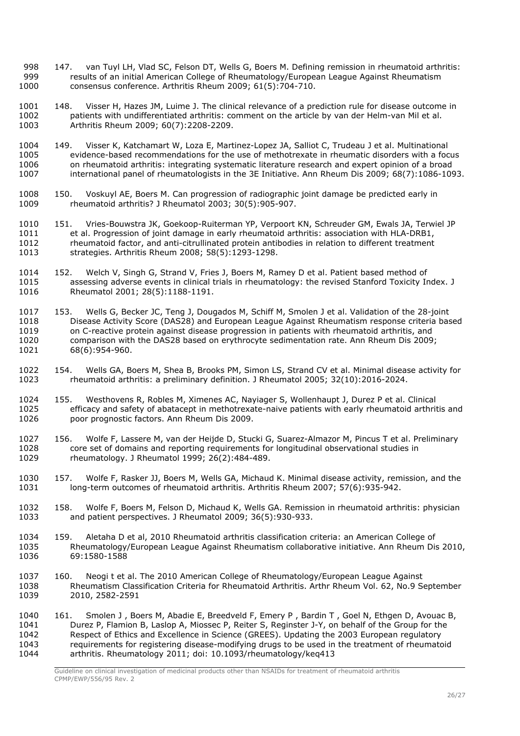147. van Tuyl LH, Vlad SC, Felson DT, Wells G, Boers M. Defining remission in rheumatoid arthritis: results of an initial American College of Rheumatology/European League Against Rheumatism consensus conference. Arthritis Rheum 2009; 61(5):704-710.

148. Visser H, Hazes JM, Luime J. The clinical relevance of a prediction rule for disease outcome in patients with undifferentiated arthritis: comment on the article by van der Helm-van Mil et al. Arthritis Rheum 2009; 60(7):2208-2209.

149. Visser K, Katchamart W, Loza E, Martinez-Lopez JA, Salliot C, Trudeau J et al. Multinational evidence-based recommendations for the use of methotrexate in rheumatic disorders with a focus on rheumatoid arthritis: integrating systematic literature research and expert opinion of a broad international panel of rheumatologists in the 3E Initiative. Ann Rheum Dis 2009; 68(7):1086-1093.

150. Voskuyl AE, Boers M. Can progression of radiographic joint damage be predicted early in rheumatoid arthritis? J Rheumatol 2003; 30(5):905-907.

151. Vries-Bouwstra JK, Goekoop-Ruiterman YP, Verpoort KN, Schreuder GM, Ewals JA, Terwiel JP et al. Progression of joint damage in early rheumatoid arthritis: association with HLA-DRB1, rheumatoid factor, and anti-citrullinated protein antibodies in relation to different treatment strategies. Arthritis Rheum 2008; 58(5):1293-1298.

152. Welch V, Singh G, Strand V, Fries J, Boers M, Ramey D et al. Patient based method of assessing adverse events in clinical trials in rheumatology: the revised Stanford Toxicity Index. J Rheumatol 2001; 28(5):1188-1191.

153. Wells G, Becker JC, Teng J, Dougados M, Schiff M, Smolen J et al. Validation of the 28-joint Disease Activity Score (DAS28) and European League Against Rheumatism response criteria based on C-reactive protein against disease progression in patients with rheumatoid arthritis, and comparison with the DAS28 based on erythrocyte sedimentation rate. Ann Rheum Dis 2009; 68(6):954-960.

154. Wells GA, Boers M, Shea B, Brooks PM, Simon LS, Strand CV et al. Minimal disease activity for rheumatoid arthritis: a preliminary definition. J Rheumatol 2005; 32(10):2016-2024.

155. Westhovens R, Robles M, Ximenes AC, Nayiager S, Wollenhaupt J, Durez P et al. Clinical efficacy and safety of abatacept in methotrexate-naive patients with early rheumatoid arthritis and poor prognostic factors. Ann Rheum Dis 2009.

156. Wolfe F, Lassere M, van der Heijde D, Stucki G, Suarez-Almazor M, Pincus T et al. Preliminary core set of domains and reporting requirements for longitudinal observational studies in rheumatology. J Rheumatol 1999; 26(2):484-489.

157. Wolfe F, Rasker JJ, Boers M, Wells GA, Michaud K. Minimal disease activity, remission, and the long-term outcomes of rheumatoid arthritis. Arthritis Rheum 2007; 57(6):935-942.

158. Wolfe F, Boers M, Felson D, Michaud K, Wells GA. Remission in rheumatoid arthritis: physician and patient perspectives. J Rheumatol 2009; 36(5):930-933.

159. Aletaha D et al, 2010 Rheumatoid arthritis classification criteria: an American College of Rheumatology/European League Against Rheumatism collaborative initiative. Ann Rheum Dis 2010, 69:1580-1588

160. Neogi t et al. The 2010 American College of Rheumatology/European League Against Rheumatism Classification Criteria for Rheumatoid Arthritis. Arthr Rheum Vol. 62, No.9 September 2010, 2582-2591

161. Smolen J , Boers M, Abadie E, Breedveld F, Emery P , Bardin T , Goel N, Ethgen D, Avouac B, Durez P, Flamion B, Laslop A, Miossec P, Reiter S, Reginster J-Y, on behalf of the Group for the Respect of Ethics and Excellence in Science (GREES). Updating the 2003 European regulatory requirements for registering disease-modifying drugs to be used in the treatment of rheumatoid arthritis. Rheumatology 2011; doi: 10.1093/rheumatology/keq413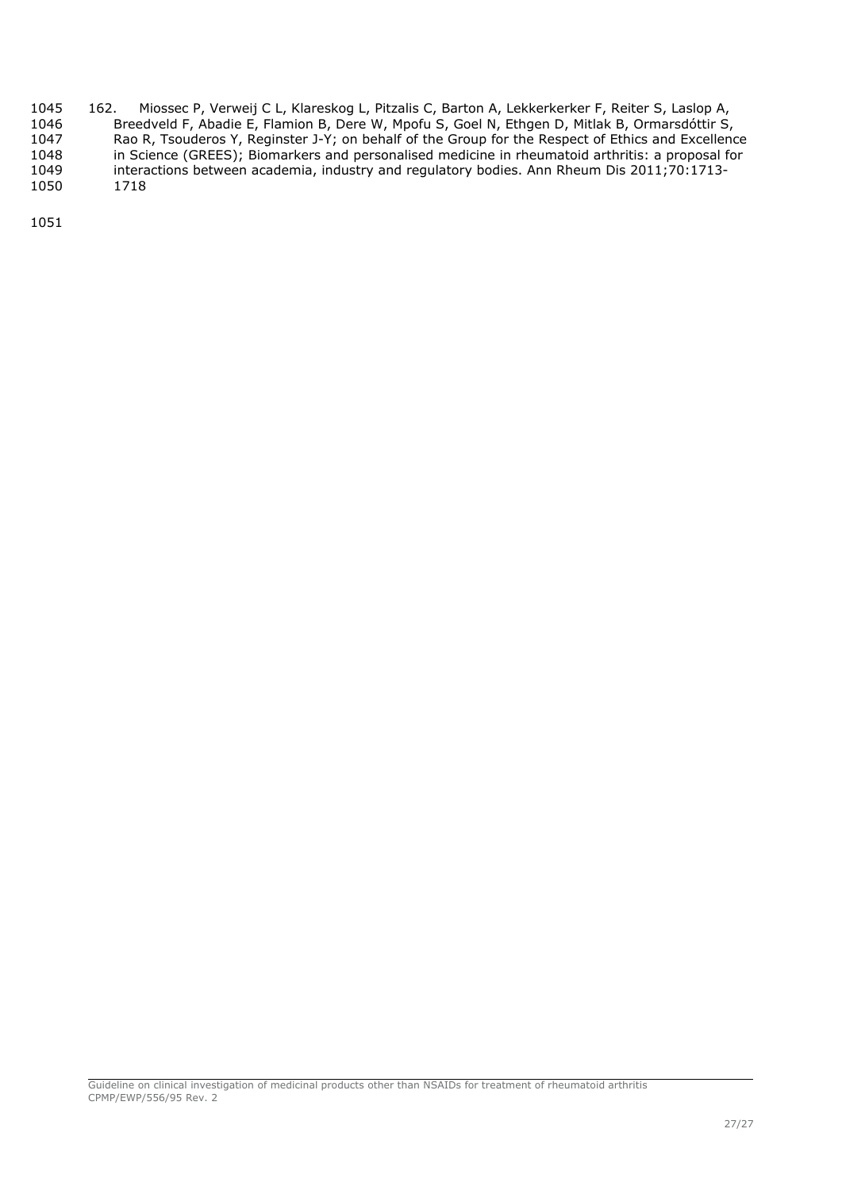162. Miossec P, Verweij C L, Klareskog L, Pitzalis C, Barton A, Lekkerkerker F, Reiter S, Laslop A, Breedveld F, Abadie E, Flamion B, Dere W, Mpofu S, Goel N, Ethgen D, Mitlak B, Ormarsdóttir S, Rao R, Tsouderos Y, Reginster J-Y; on behalf of the Group for the Respect of Ethics and Excellence in Science (GREES); Biomarkers and personalised medicine in rheumatoid arthritis: a proposal for interactions between academia, industry and regulatory bodies. Ann Rheum Dis 2011;70:1713-1718